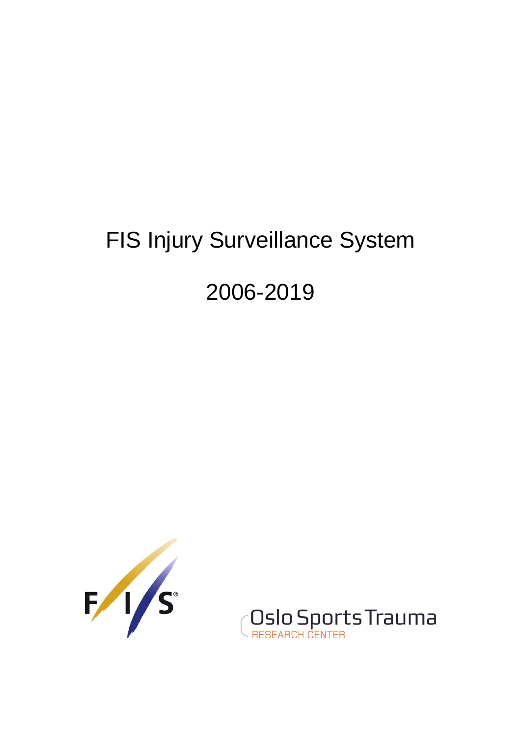# FIS Injury Surveillance System

# 2006-2019

FIS

Oslo Sports Trauma
RESEARCH CENTER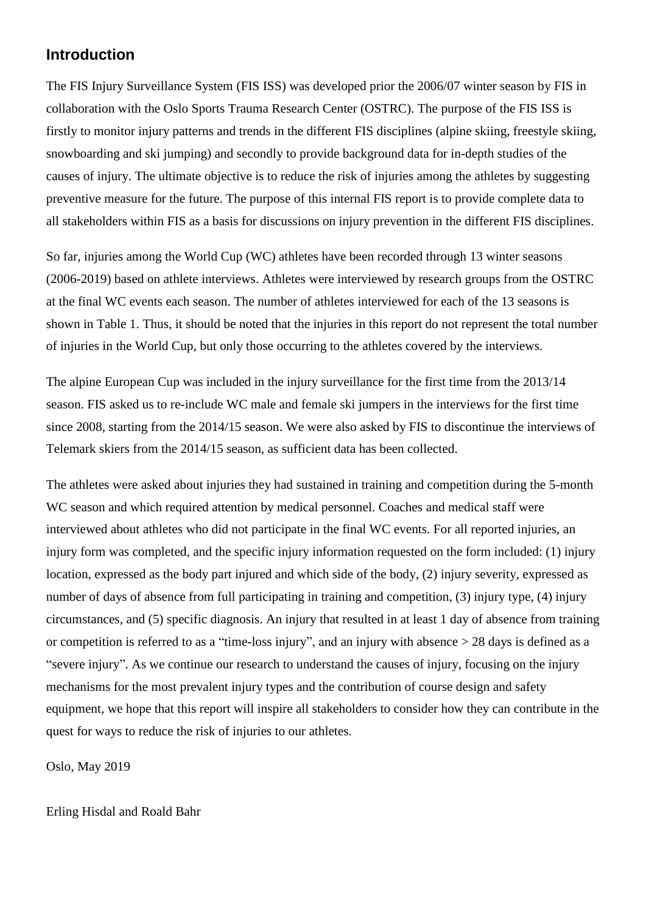## Introduction

The FIS Injury Surveillance System (FIS ISS) was developed prior the 2006/07 winter season by FIS in collaboration with the Oslo Sports Trauma Research Center (OSTRC). The purpose of the FIS ISS is firstly to monitor injury patterns and trends in the different FIS disciplines (alpine skiing, freestyle skiing, snowboarding and ski jumping) and secondly to provide background data for in-depth studies of the causes of injury. The ultimate objective is to reduce the risk of injuries among the athletes by suggesting preventive measure for the future. The purpose of this internal FIS report is to provide complete data to all stakeholders within FIS as a basis for discussions on injury prevention in the different FIS disciplines.

So far, injuries among the World Cup (WC) athletes have been recorded through 13 winter seasons (2006-2019) based on athlete interviews. Athletes were interviewed by research groups from the OSTRC at the final WC events each season. The number of athletes interviewed for each of the 13 seasons is shown in Table 1. Thus, it should be noted that the injuries in this report do not represent the total number of injuries in the World Cup, but only those occurring to the athletes covered by the interviews.

The alpine European Cup was included in the injury surveillance for the first time from the 2013/14 season. FIS asked us to re-include WC male and female ski jumpers in the interviews for the first time since 2008, starting from the 2014/15 season. We were also asked by FIS to discontinue the interviews of Telemark skiers from the 2014/15 season, as sufficient data has been collected.

The athletes were asked about injuries they had sustained in training and competition during the 5-month WC season and which required attention by medical personnel. Coaches and medical staff were interviewed about athletes who did not participate in the final WC events. For all reported injuries, an injury form was completed, and the specific injury information requested on the form included: (1) injury location, expressed as the body part injured and which side of the body, (2) injury severity, expressed as number of days of absence from full participating in training and competition, (3) injury type, (4) injury circumstances, and (5) specific diagnosis. An injury that resulted in at least 1 day of absence from training or competition is referred to as a "time-loss injury", and an injury with absence > 28 days is defined as a "severe injury". As we continue our research to understand the causes of injury, focusing on the injury mechanisms for the most prevalent injury types and the contribution of course design and safety equipment, we hope that this report will inspire all stakeholders to consider how they can contribute in the quest for ways to reduce the risk of injuries to our athletes.

Oslo, May 2019

Erling Hisdal and Roald Bahr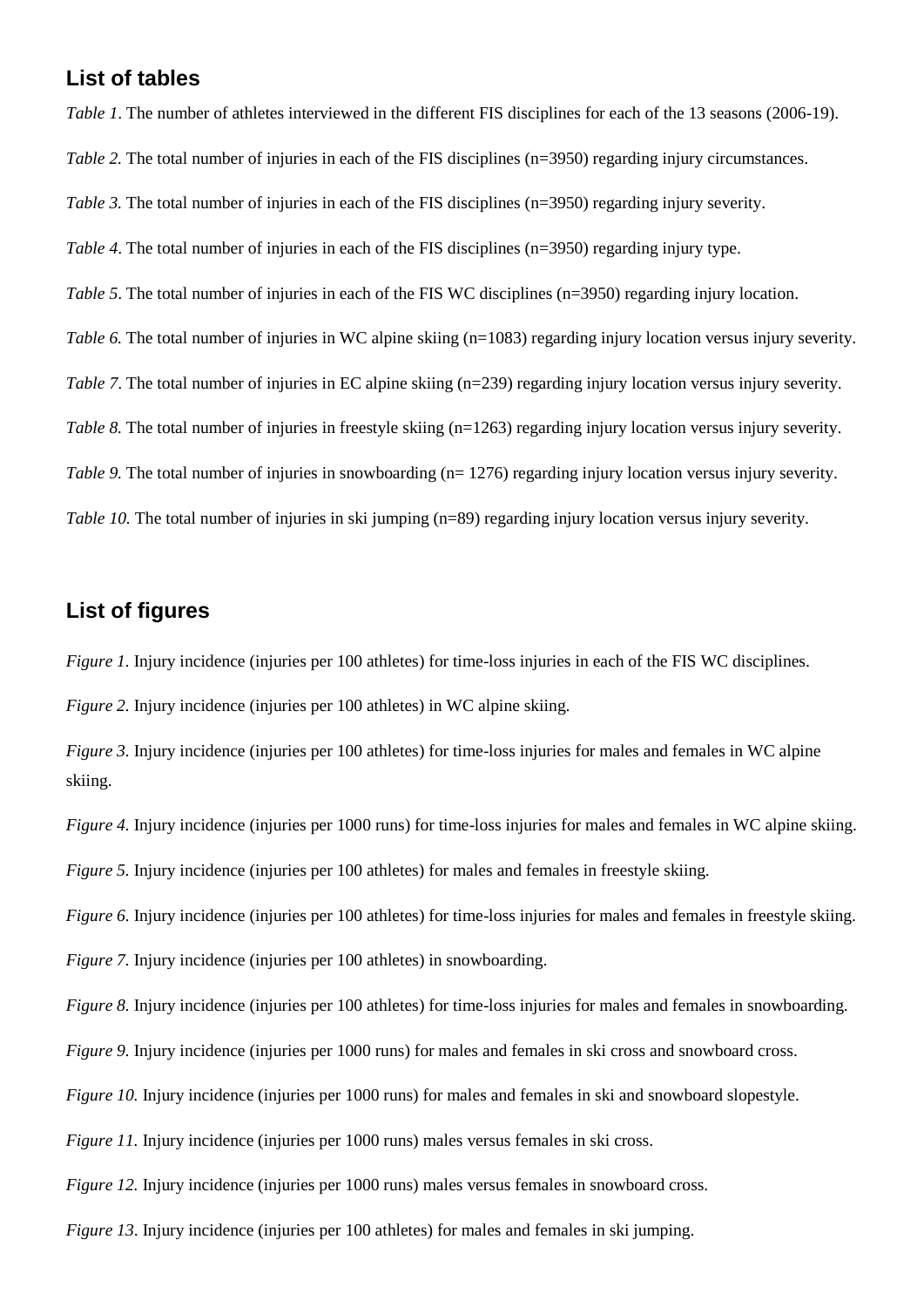## List of tables

*Table 1*. The number of athletes interviewed in the different FIS disciplines for each of the 13 seasons (2006-19).

*Table 2.* The total number of injuries in each of the FIS disciplines (n=3950) regarding injury circumstances.

*Table 3.* The total number of injuries in each of the FIS disciplines (n=3950) regarding injury severity.

*Table 4*. The total number of injuries in each of the FIS disciplines (n=3950) regarding injury type.

*Table 5*. The total number of injuries in each of the FIS WC disciplines (n=3950) regarding injury location.

*Table 6.* The total number of injuries in WC alpine skiing (n=1083) regarding injury location versus injury severity.

*Table 7*. The total number of injuries in EC alpine skiing (n=239) regarding injury location versus injury severity.

*Table 8.* The total number of injuries in freestyle skiing (n=1263) regarding injury location versus injury severity.

*Table 9.* The total number of injuries in snowboarding (n= 1276) regarding injury location versus injury severity.

*Table 10.* The total number of injuries in ski jumping (n=89) regarding injury location versus injury severity.

## List of figures

*Figure 1.* Injury incidence (injuries per 100 athletes) for time-loss injuries in each of the FIS WC disciplines.

*Figure 2.* Injury incidence (injuries per 100 athletes) in WC alpine skiing.

*Figure 3.* Injury incidence (injuries per 100 athletes) for time-loss injuries for males and females in WC alpine skiing.

*Figure 4.* Injury incidence (injuries per 1000 runs) for time-loss injuries for males and females in WC alpine skiing.

*Figure 5.* Injury incidence (injuries per 100 athletes) for males and females in freestyle skiing.

*Figure 6.* Injury incidence (injuries per 100 athletes) for time-loss injuries for males and females in freestyle skiing.

*Figure 7.* Injury incidence (injuries per 100 athletes) in snowboarding.

*Figure 8.* Injury incidence (injuries per 100 athletes) for time-loss injuries for males and females in snowboarding.

*Figure 9.* Injury incidence (injuries per 1000 runs) for males and females in ski cross and snowboard cross.

*Figure 10.* Injury incidence (injuries per 1000 runs) for males and females in ski and snowboard slopestyle.

*Figure 11.* Injury incidence (injuries per 1000 runs) males versus females in ski cross.

*Figure 12.* Injury incidence (injuries per 1000 runs) males versus females in snowboard cross.

*Figure 13*. Injury incidence (injuries per 100 athletes) for males and females in ski jumping.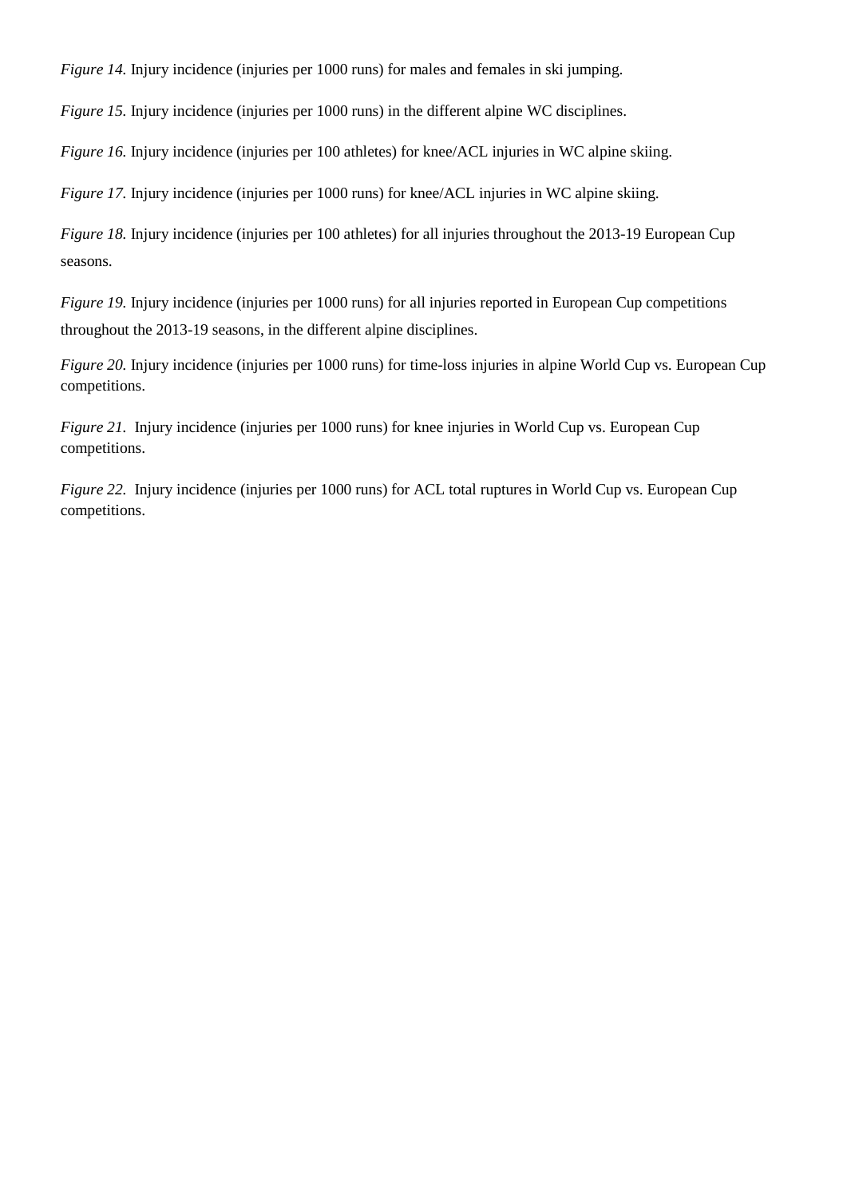*Figure 14.* Injury incidence (injuries per 1000 runs) for males and females in ski jumping.

*Figure 15.* Injury incidence (injuries per 1000 runs) in the different alpine WC disciplines.

*Figure 16.* Injury incidence (injuries per 100 athletes) for knee/ACL injuries in WC alpine skiing.

*Figure 17.* Injury incidence (injuries per 1000 runs) for knee/ACL injuries in WC alpine skiing.

*Figure 18.* Injury incidence (injuries per 100 athletes) for all injuries throughout the 2013-19 European Cup seasons.

*Figure 19.* Injury incidence (injuries per 1000 runs) for all injuries reported in European Cup competitions throughout the 2013-19 seasons, in the different alpine disciplines.

*Figure 20.* Injury incidence (injuries per 1000 runs) for time-loss injuries in alpine World Cup vs. European Cup competitions.

*Figure 21.* Injury incidence (injuries per 1000 runs) for knee injuries in World Cup vs. European Cup competitions.

*Figure 22.* Injury incidence (injuries per 1000 runs) for ACL total ruptures in World Cup vs. European Cup competitions.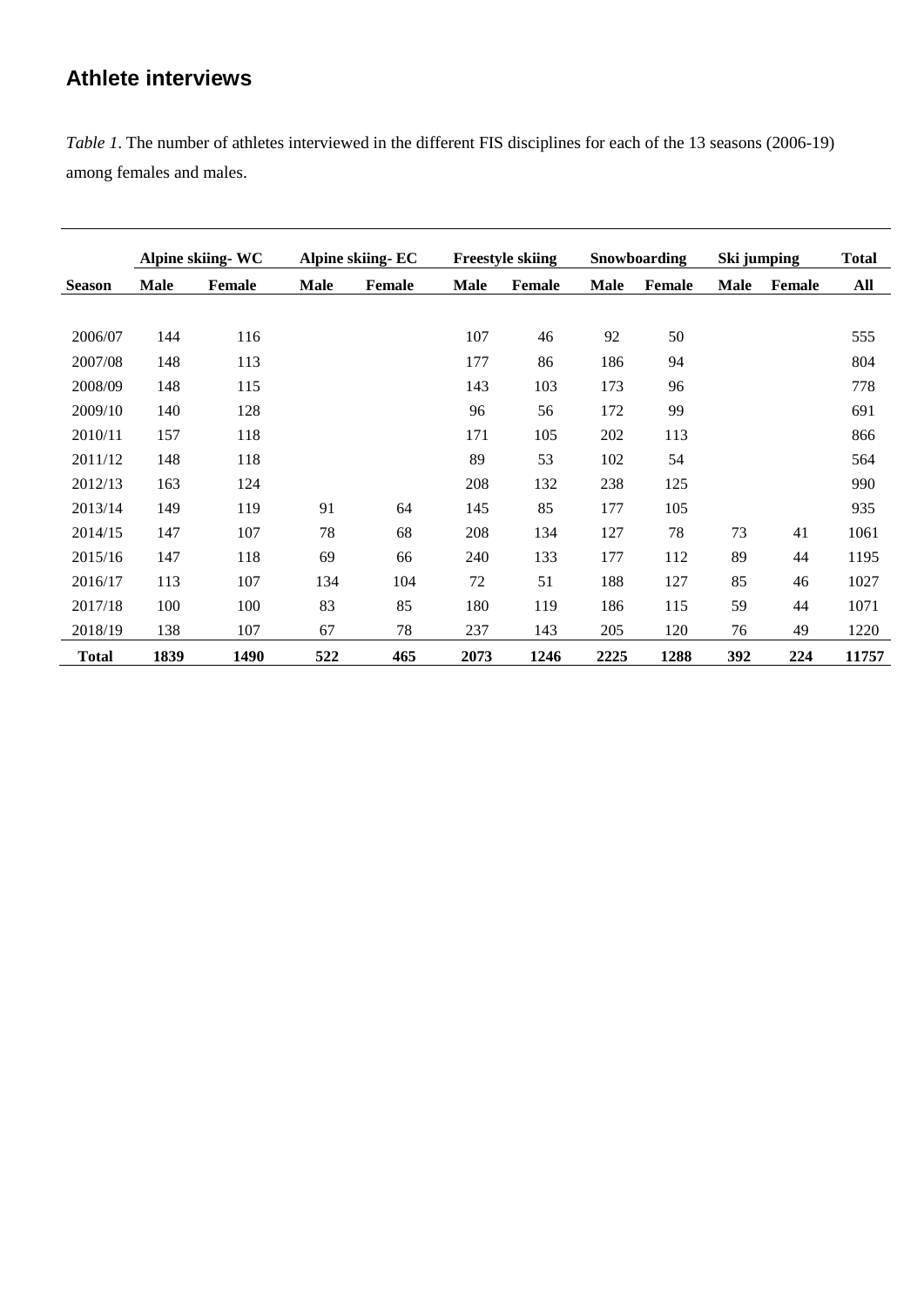## Athlete interviews

*Table 1*. The number of athletes interviewed in the different FIS disciplines for each of the 13 seasons (2006-19) among females and males.

| | Alpine skiing- WC | | Alpine skiing- EC | | Freestyle skiing | | Snowboarding | | Ski jumping | | Total |
|---|---|---|---|---|---|---|---|---|---|---|---|
| **Season** | **Male** | **Female** | **Male** | **Female** | **Male** | **Female** | **Male** | **Female** | **Male** | **Female** | **All** |
| 2006/07 | 144 | 116 | | | 107 | 46 | 92 | 50 | | | 555 |
| 2007/08 | 148 | 113 | | | 177 | 86 | 186 | 94 | | | 804 |
| 2008/09 | 148 | 115 | | | 143 | 103 | 173 | 96 | | | 778 |
| 2009/10 | 140 | 128 | | | 96 | 56 | 172 | 99 | | | 691 |
| 2010/11 | 157 | 118 | | | 171 | 105 | 202 | 113 | | | 866 |
| 2011/12 | 148 | 118 | | | 89 | 53 | 102 | 54 | | | 564 |
| 2012/13 | 163 | 124 | | | 208 | 132 | 238 | 125 | | | 990 |
| 2013/14 | 149 | 119 | 91 | 64 | 145 | 85 | 177 | 105 | | | 935 |
| 2014/15 | 147 | 107 | 78 | 68 | 208 | 134 | 127 | 78 | 73 | 41 | 1061 |
| 2015/16 | 147 | 118 | 69 | 66 | 240 | 133 | 177 | 112 | 89 | 44 | 1195 |
| 2016/17 | 113 | 107 | 134 | 104 | 72 | 51 | 188 | 127 | 85 | 46 | 1027 |
| 2017/18 | 100 | 100 | 83 | 85 | 180 | 119 | 186 | 115 | 59 | 44 | 1071 |
| 2018/19 | 138 | 107 | 67 | 78 | 237 | 143 | 205 | 120 | 76 | 49 | 1220 |
| **Total** | **1839** | **1490** | **522** | **465** | **2073** | **1246** | **2225** | **1288** | **392** | **224** | **11757** |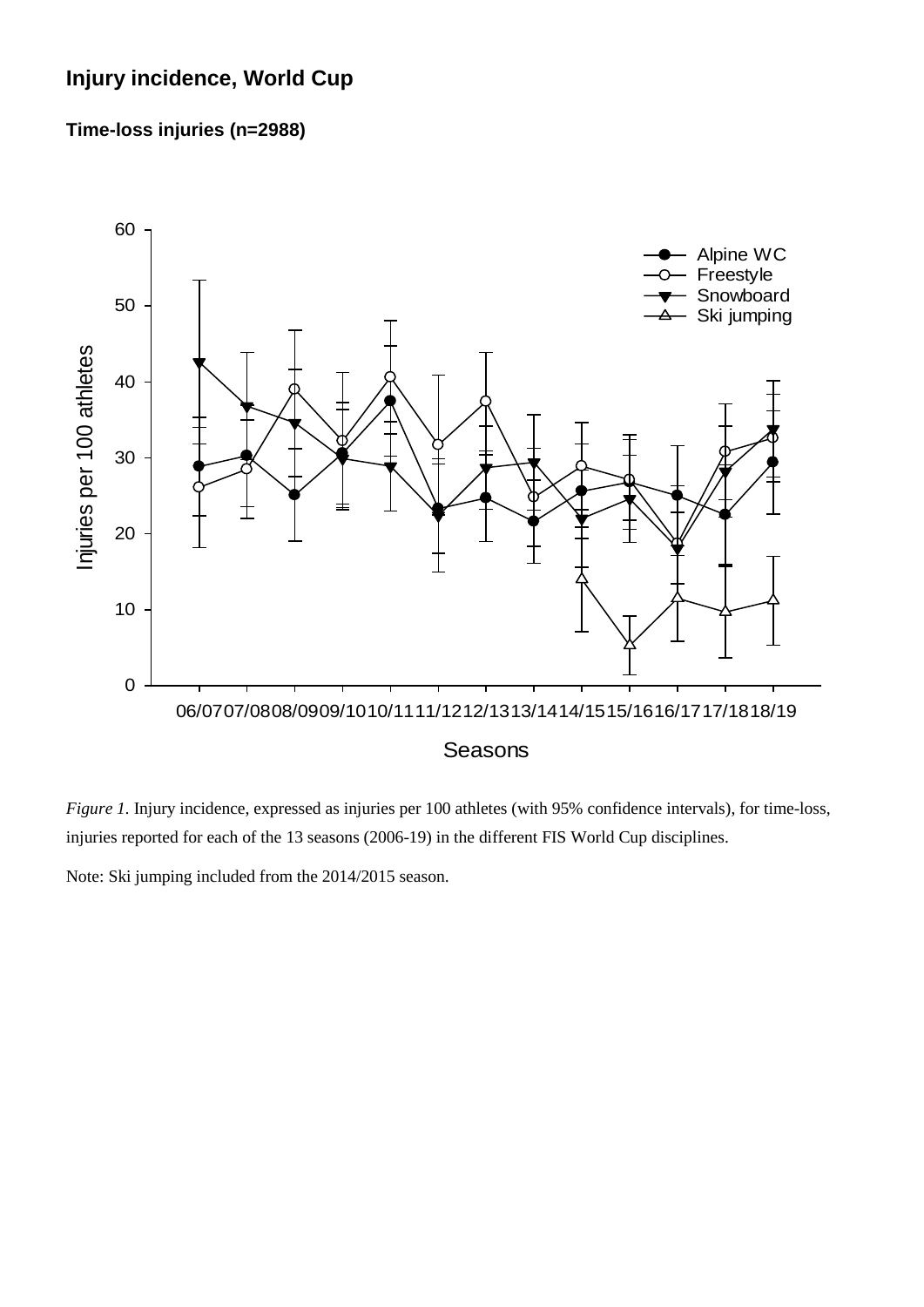## Injury incidence, World Cup

**Time-loss injuries (n=2988)**

*Figure 1.* Injury incidence, expressed as injuries per 100 athletes (with 95% confidence intervals), for time-loss, injuries reported for each of the 13 seasons (2006-19) in the different FIS World Cup disciplines.

Note: Ski jumping included from the 2014/2015 season.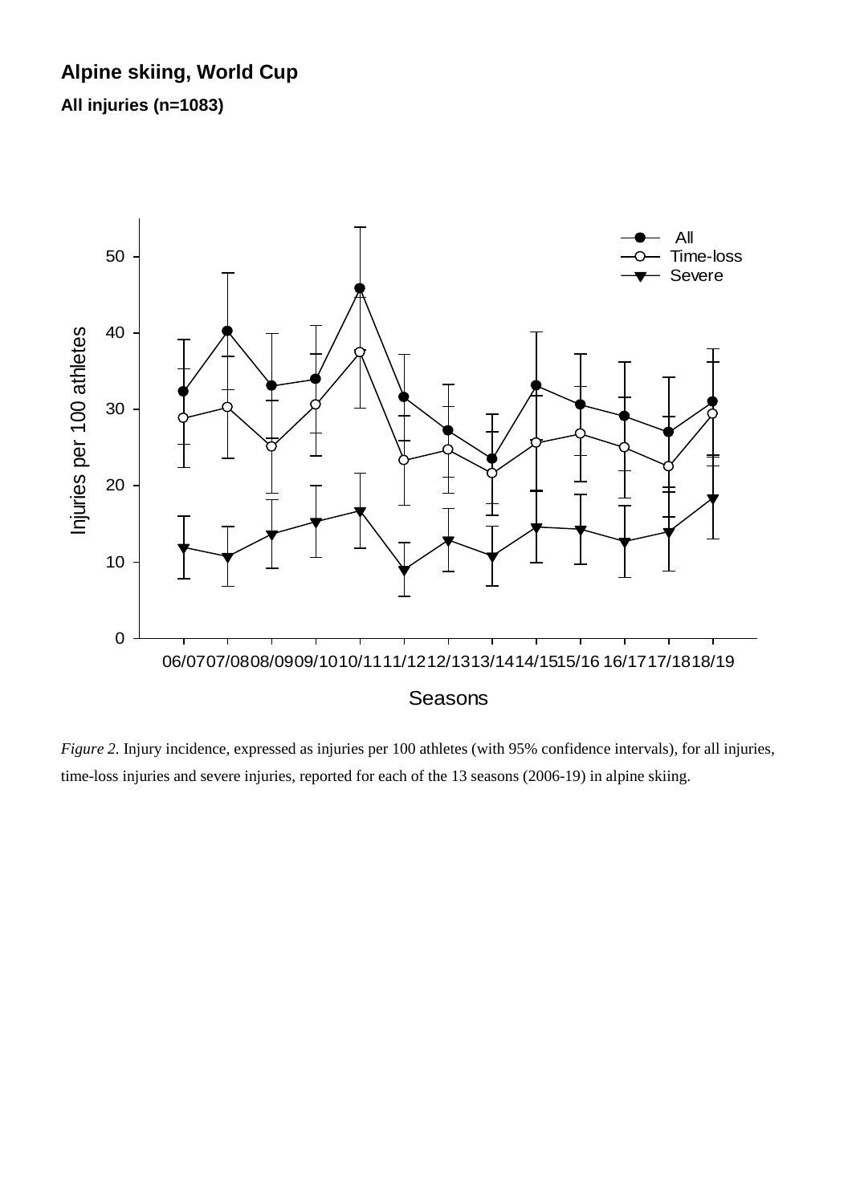**Alpine skiing, World Cup**

**All injuries (n=1083)**

*Figure 2.* Injury incidence, expressed as injuries per 100 athletes (with 95% confidence intervals), for all injuries, time-loss injuries and severe injuries, reported for each of the 13 seasons (2006-19) in alpine skiing.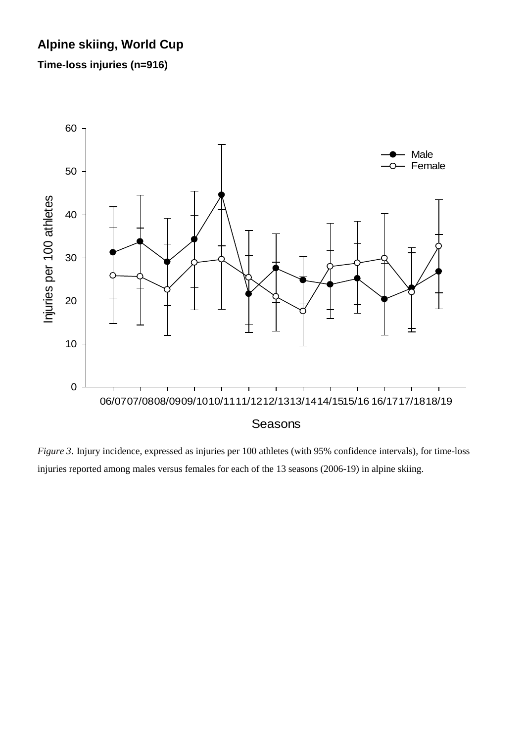**Alpine skiing, World Cup**

**Time-loss injuries (n=916)**

*Figure 3.* Injury incidence, expressed as injuries per 100 athletes (with 95% confidence intervals), for time-loss injuries reported among males versus females for each of the 13 seasons (2006-19) in alpine skiing.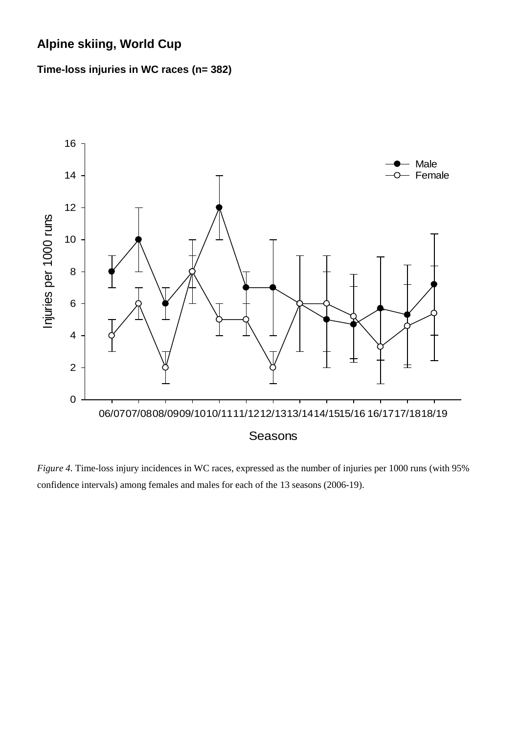**Alpine skiing, World Cup**

**Time-loss injuries in WC races (n= 382)**

*Figure 4.* Time-loss injury incidences in WC races, expressed as the number of injuries per 1000 runs (with 95% confidence intervals) among females and males for each of the 13 seasons (2006-19).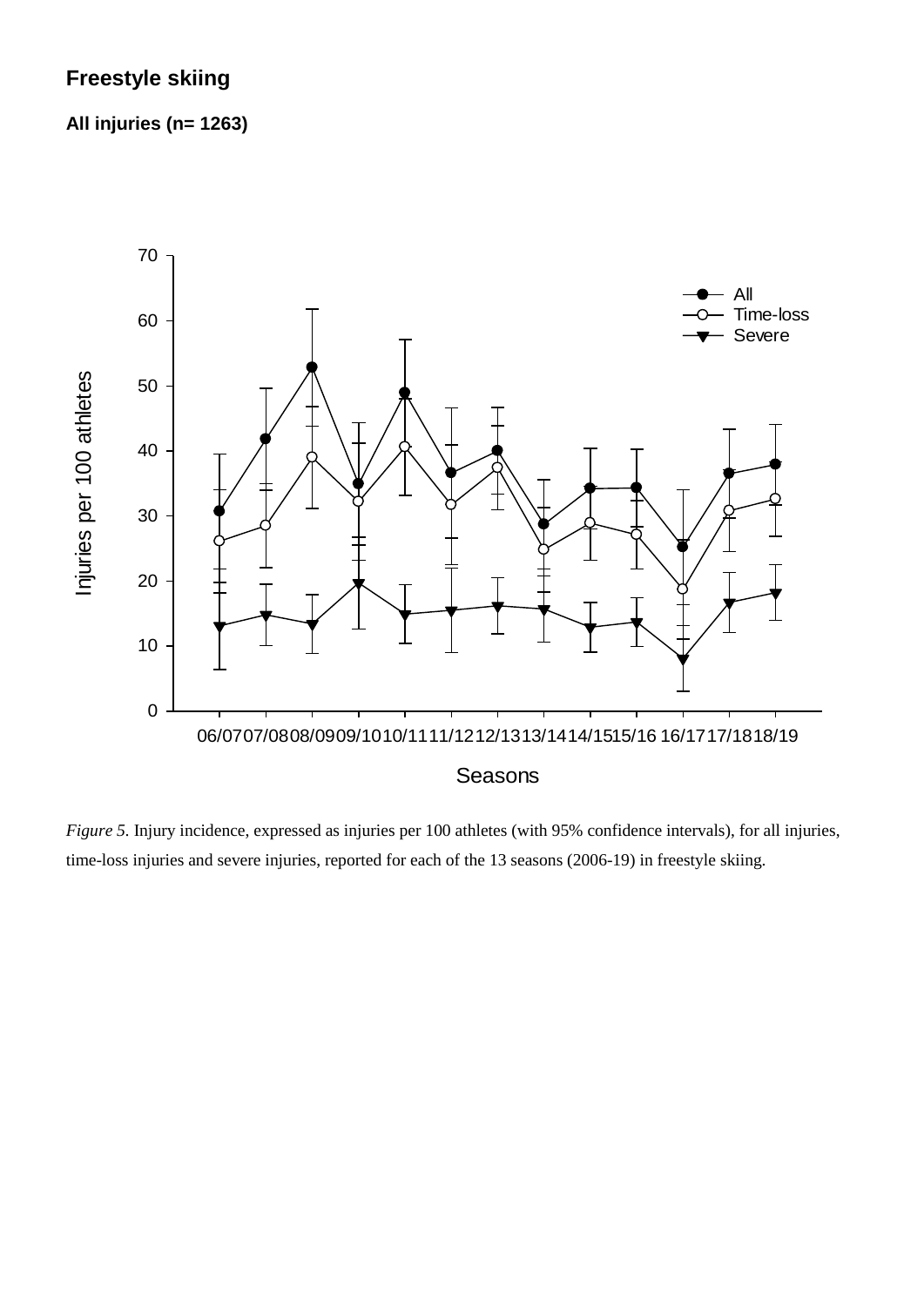## Freestyle skiing

**All injuries (n= 1263)**

*Figure 5.* Injury incidence, expressed as injuries per 100 athletes (with 95% confidence intervals), for all injuries, time-loss injuries and severe injuries, reported for each of the 13 seasons (2006-19) in freestyle skiing.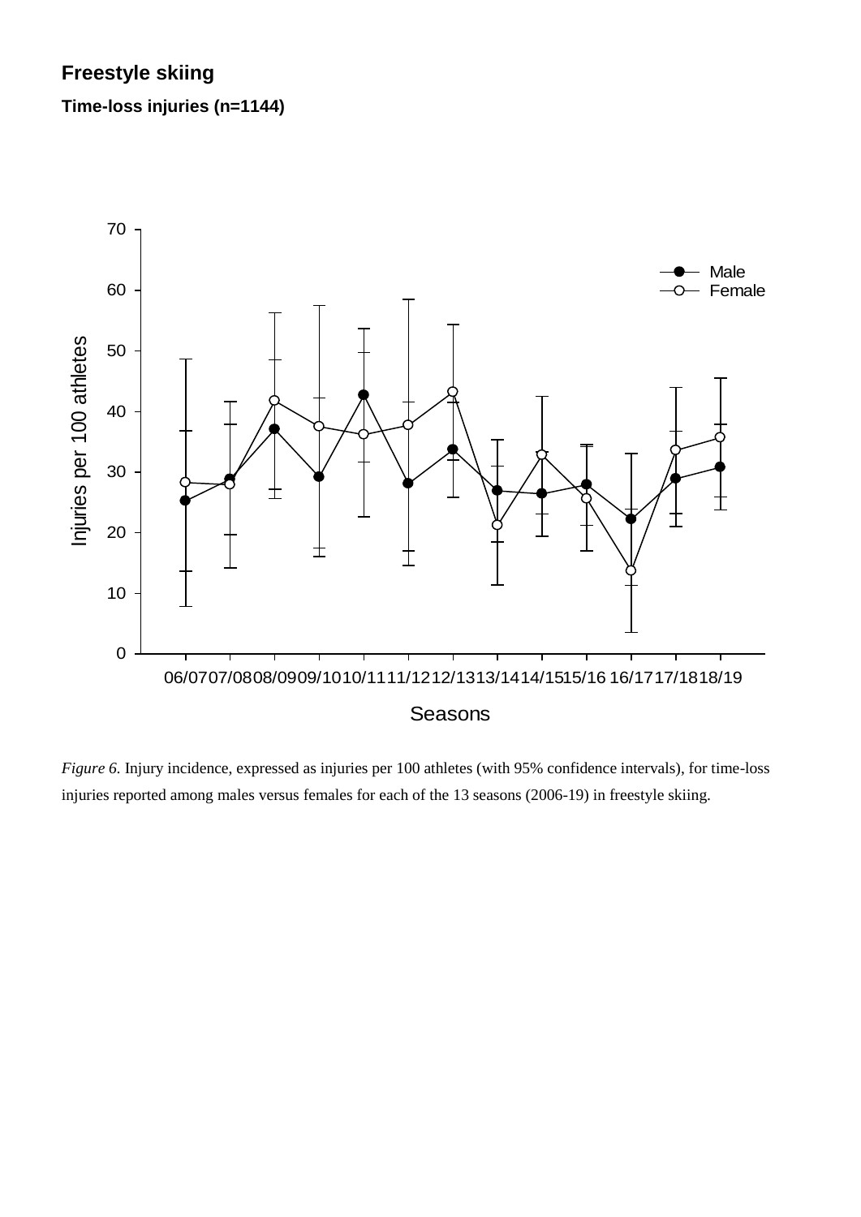**Freestyle skiing**

**Time-loss injuries (n=1144)**

*Figure 6.* Injury incidence, expressed as injuries per 100 athletes (with 95% confidence intervals), for time-loss injuries reported among males versus females for each of the 13 seasons (2006-19) in freestyle skiing.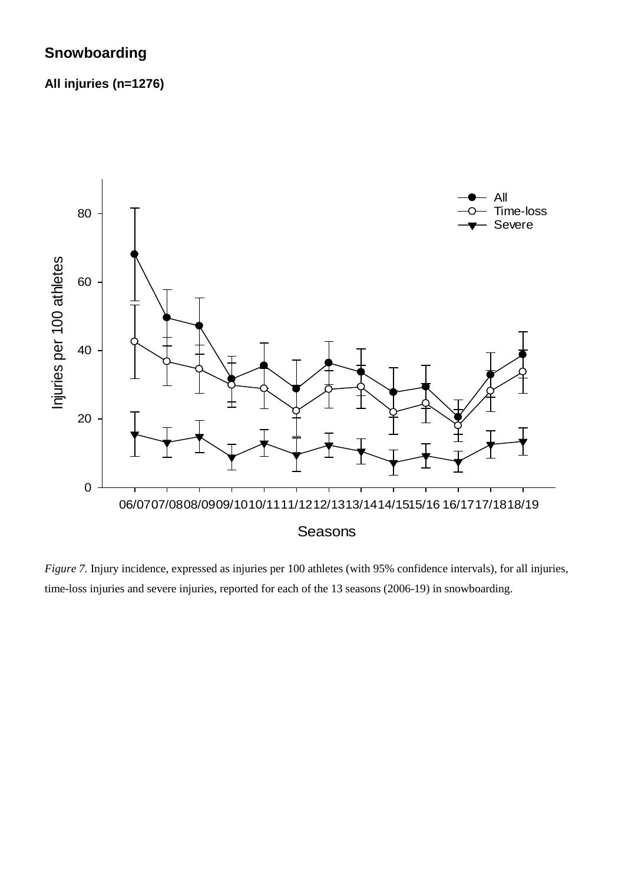# Snowboarding

**All injuries (n=1276)**

*Figure 7.* Injury incidence, expressed as injuries per 100 athletes (with 95% confidence intervals), for all injuries, time-loss injuries and severe injuries, reported for each of the 13 seasons (2006-19) in snowboarding.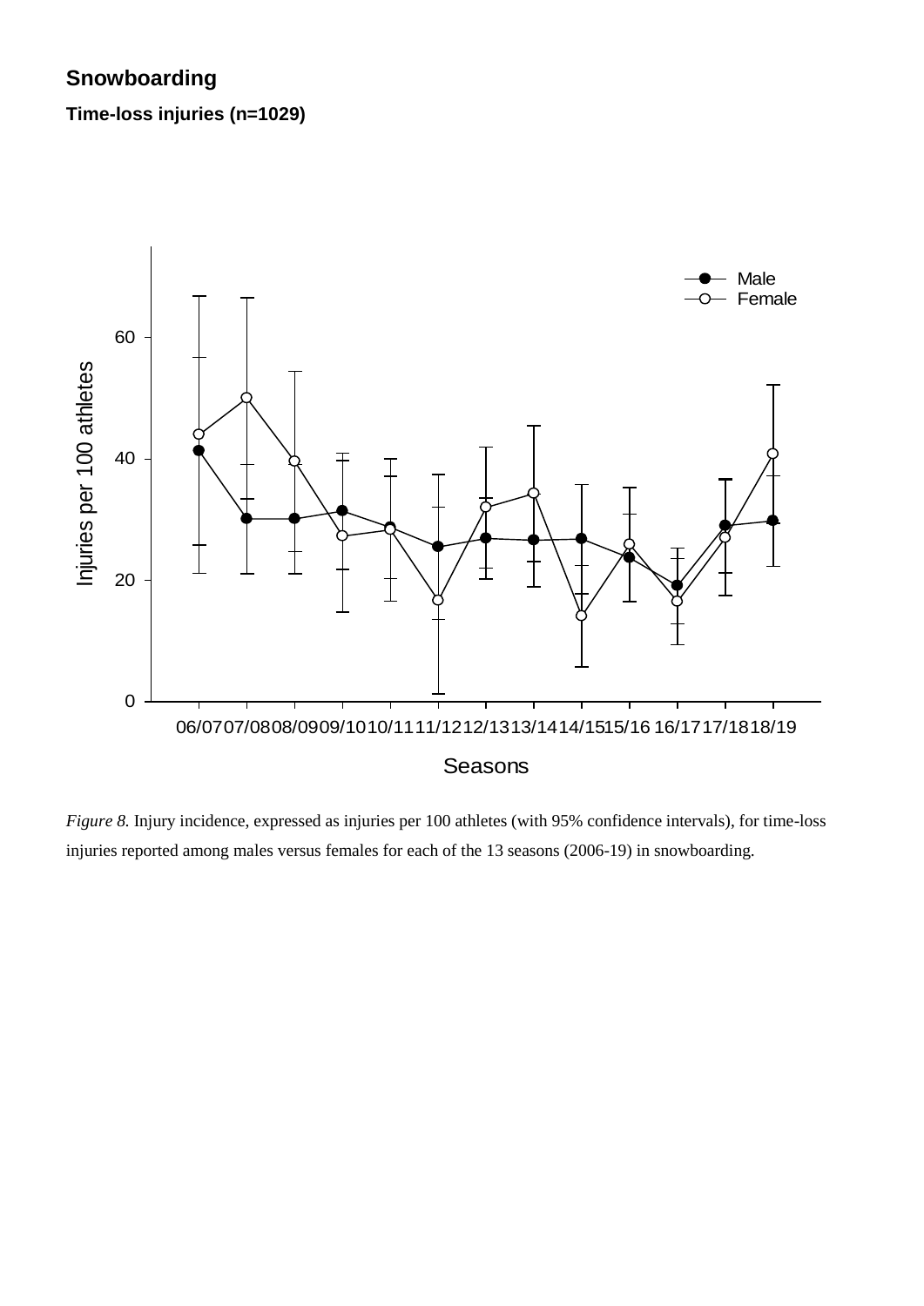**Snowboarding**

**Time-loss injuries (n=1029)**

*Figure 8.* Injury incidence, expressed as injuries per 100 athletes (with 95% confidence intervals), for time-loss injuries reported among males versus females for each of the 13 seasons (2006-19) in snowboarding.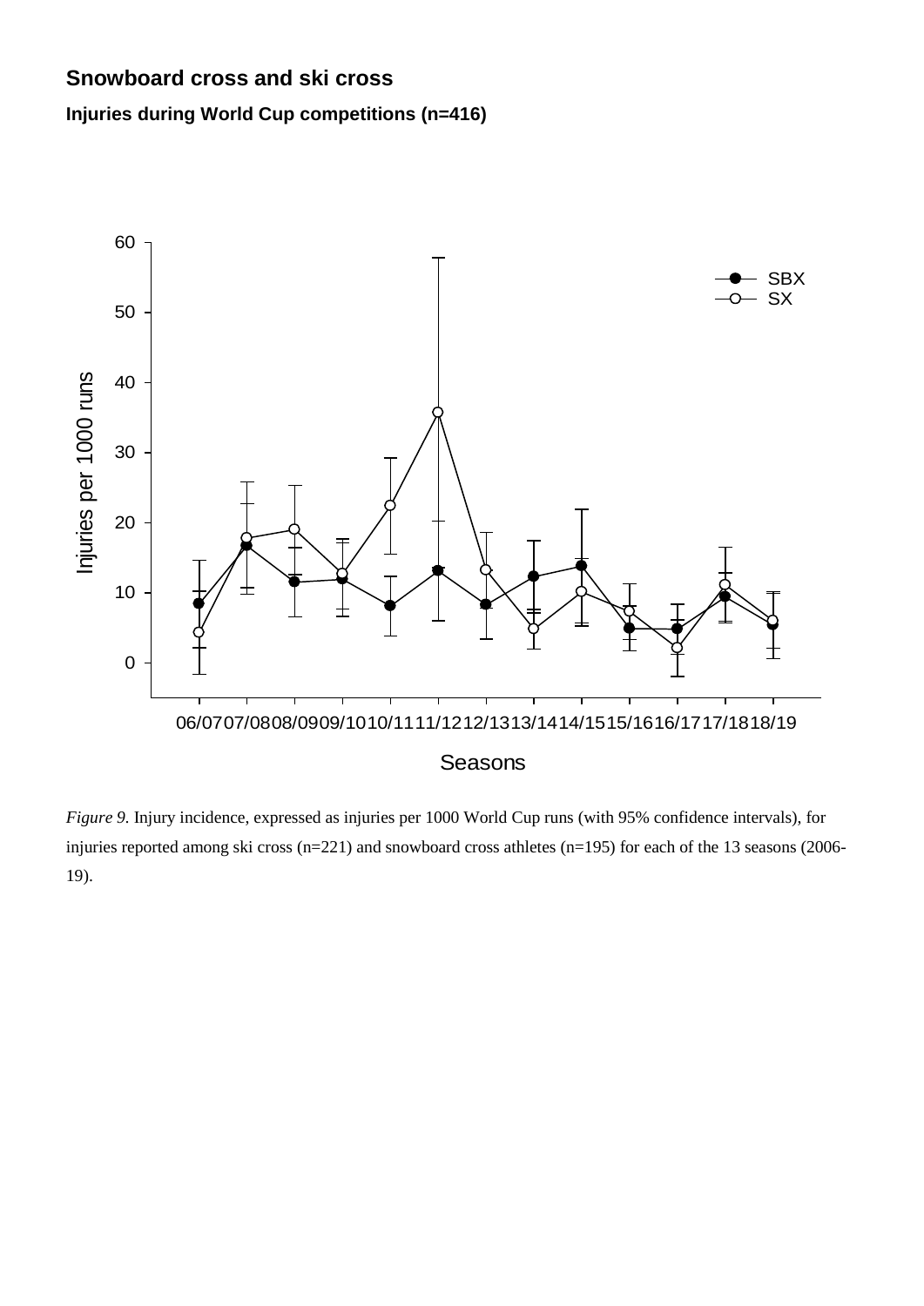**Snowboard cross and ski cross**

**Injuries during World Cup competitions (n=416)**

*Figure 9.* Injury incidence, expressed as injuries per 1000 World Cup runs (with 95% confidence intervals), for injuries reported among ski cross (n=221) and snowboard cross athletes (n=195) for each of the 13 seasons (2006-19).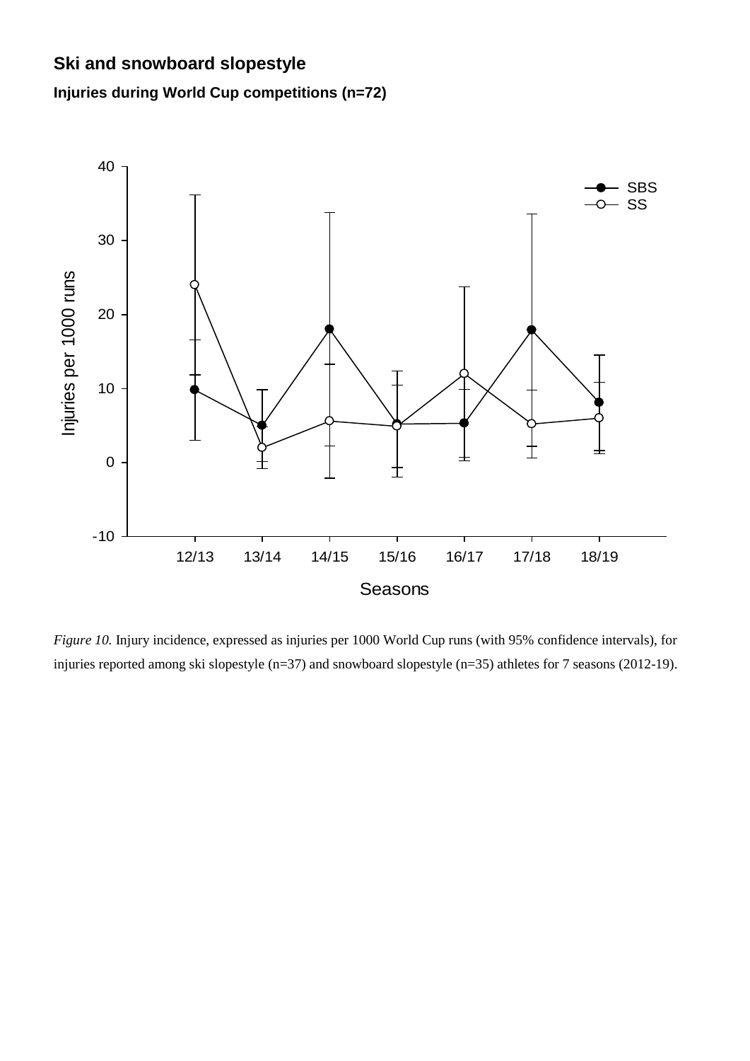## Ski and snowboard slopestyle

### Injuries during World Cup competitions (n=72)

*Figure 10.* Injury incidence, expressed as injuries per 1000 World Cup runs (with 95% confidence intervals), for injuries reported among ski slopestyle (n=37) and snowboard slopestyle (n=35) athletes for 7 seasons (2012-19).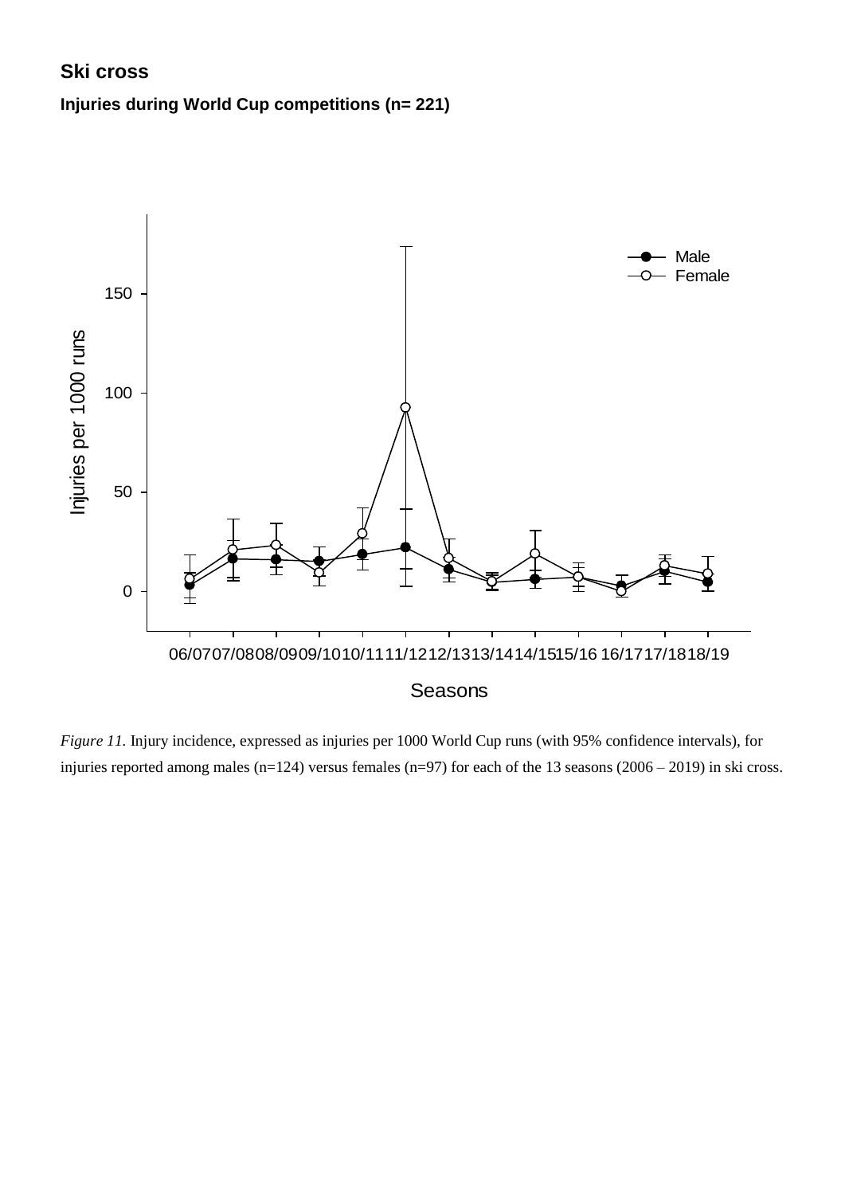## Ski cross

### Injuries during World Cup competitions (n= 221)

*Figure 11.* Injury incidence, expressed as injuries per 1000 World Cup runs (with 95% confidence intervals), for injuries reported among males (n=124) versus females (n=97) for each of the 13 seasons (2006 – 2019) in ski cross.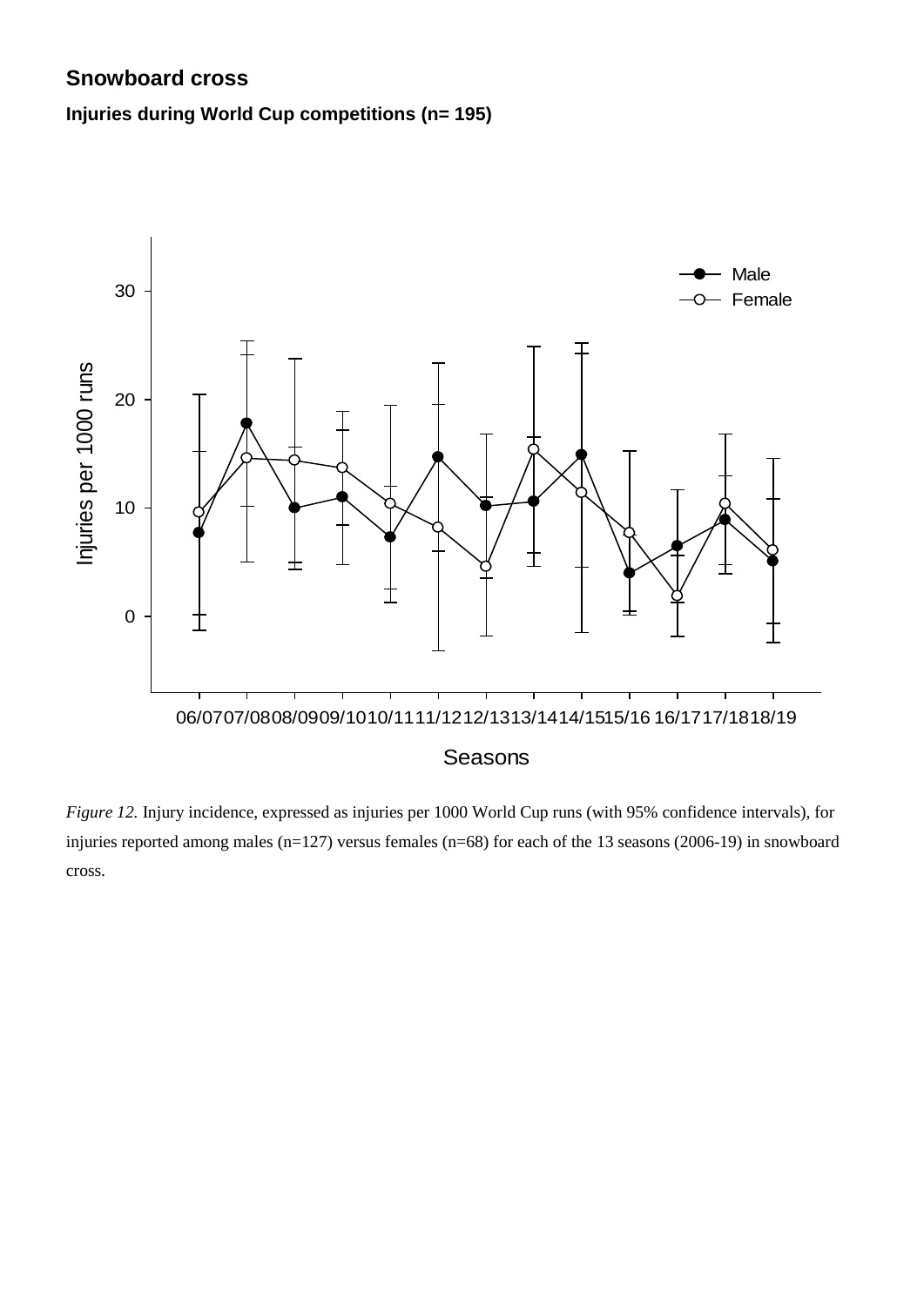## Snowboard cross

### Injuries during World Cup competitions (n= 195)

*Figure 12.* Injury incidence, expressed as injuries per 1000 World Cup runs (with 95% confidence intervals), for injuries reported among males (n=127) versus females (n=68) for each of the 13 seasons (2006-19) in snowboard cross.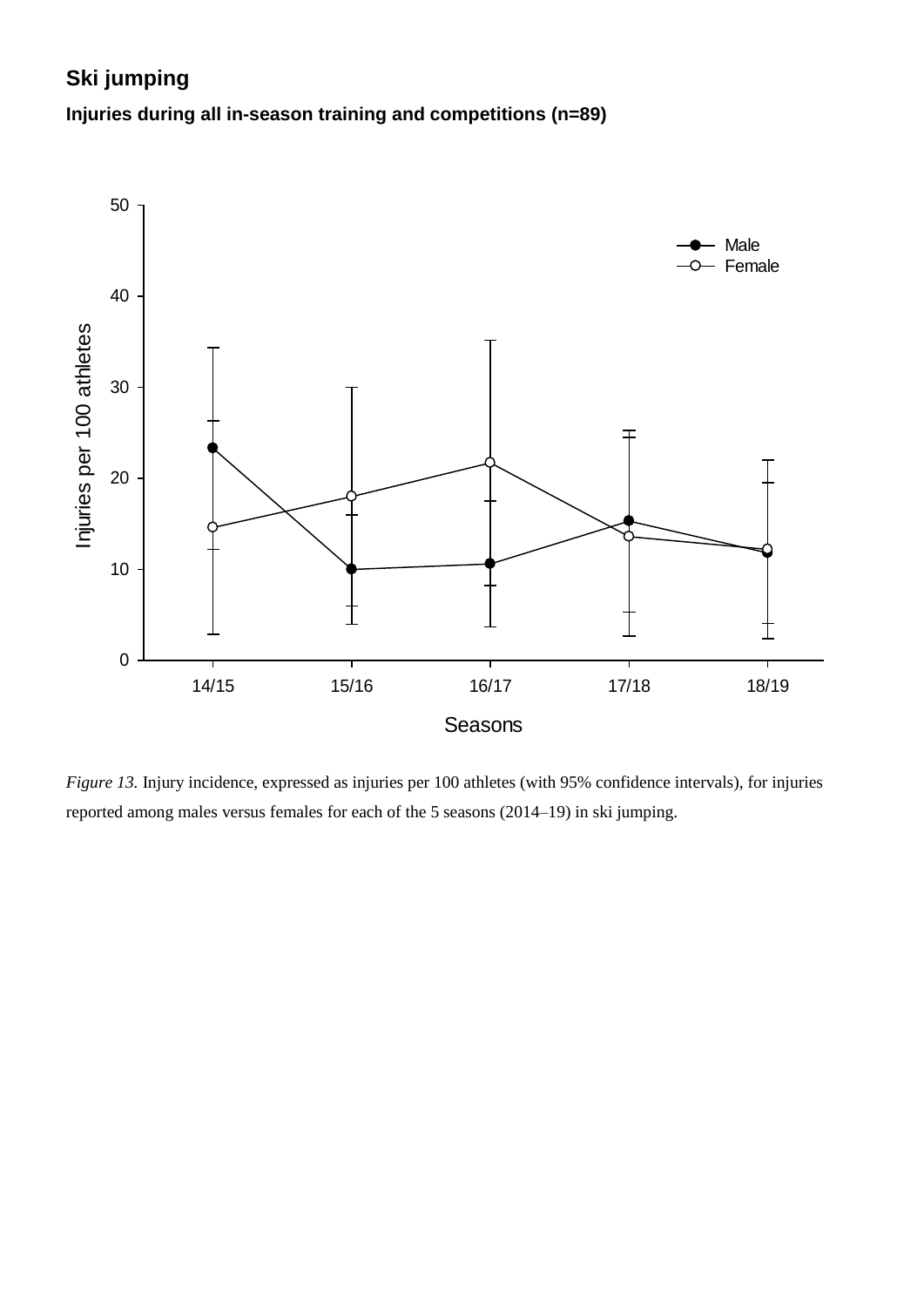## Ski jumping

### Injuries during all in-season training and competitions (n=89)

*Figure 13.* Injury incidence, expressed as injuries per 100 athletes (with 95% confidence intervals), for injuries reported among males versus females for each of the 5 seasons (2014–19) in ski jumping.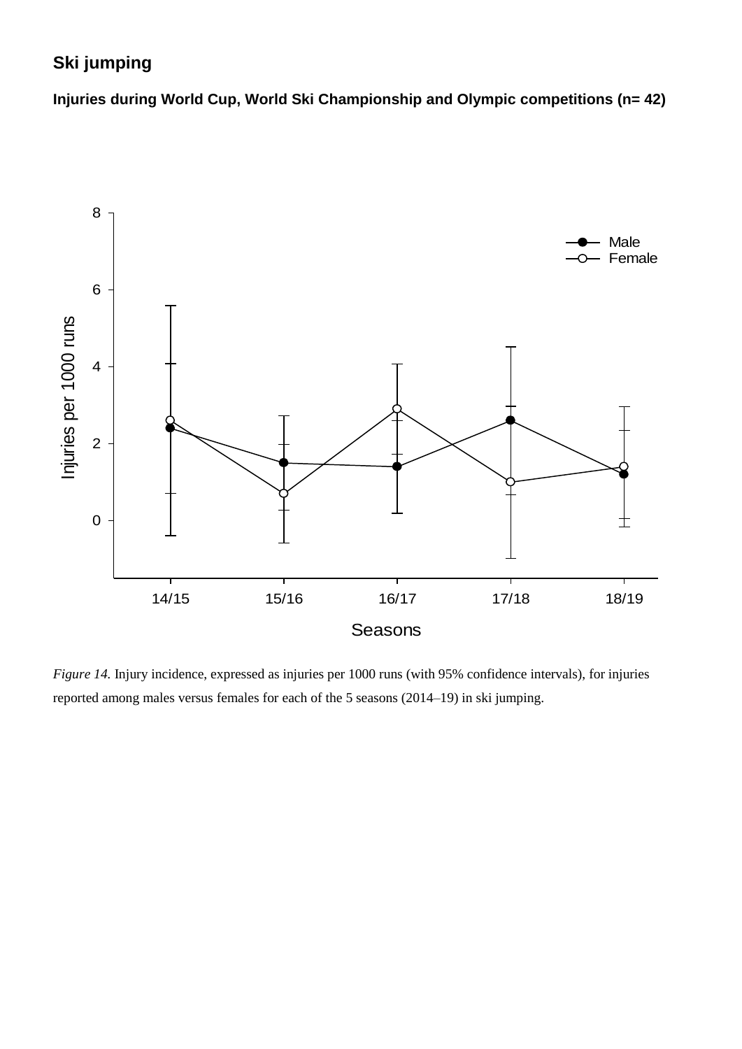## Ski jumping

### Injuries during World Cup, World Ski Championship and Olympic competitions (n= 42)

*Figure 14.* Injury incidence, expressed as injuries per 1000 runs (with 95% confidence intervals), for injuries reported among males versus females for each of the 5 seasons (2014–19) in ski jumping.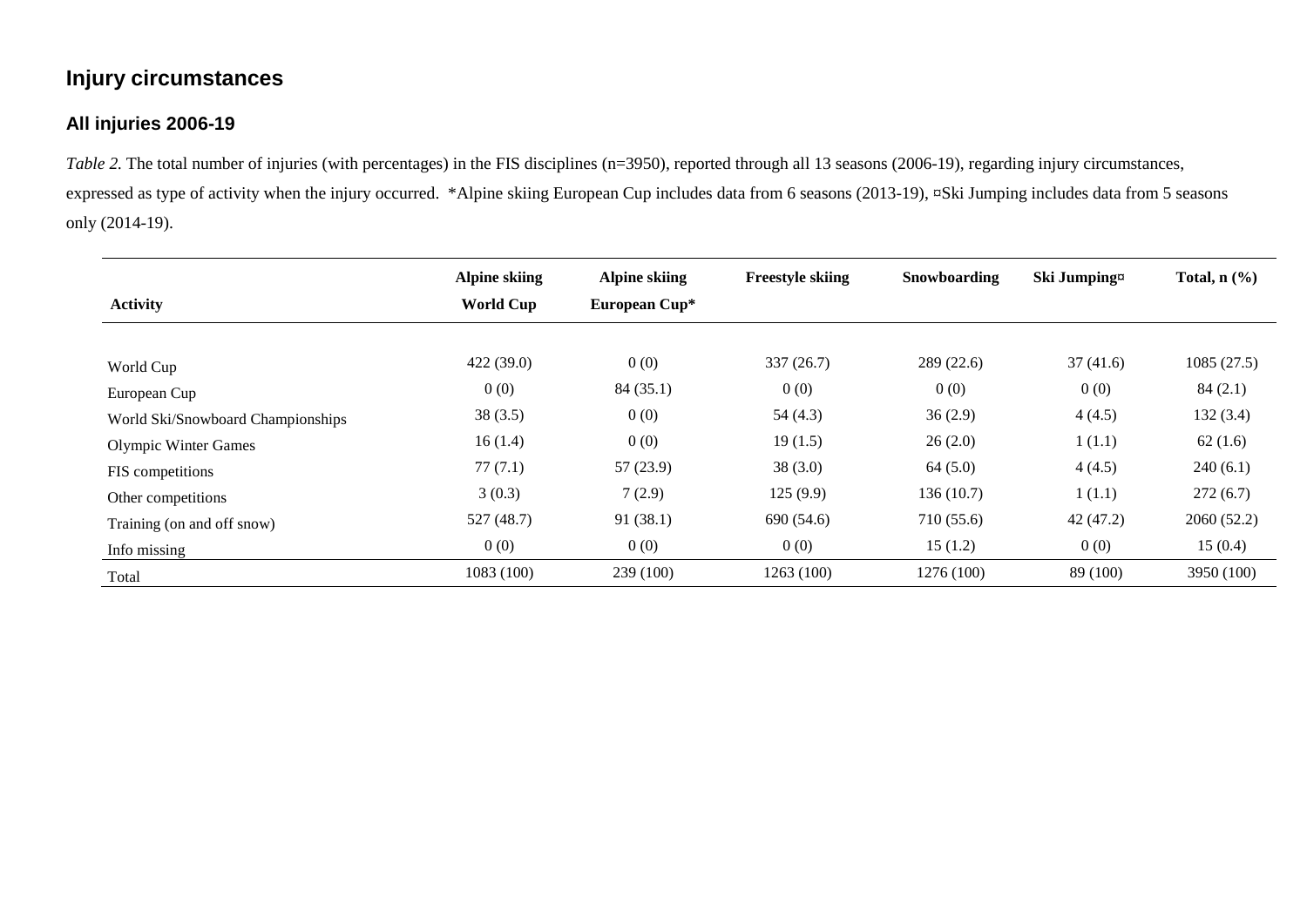## Injury circumstances

### All injuries 2006-19

*Table 2.* The total number of injuries (with percentages) in the FIS disciplines (n=3950), reported through all 13 seasons (2006-19), regarding injury circumstances, expressed as type of activity when the injury occurred. *Alpine skiing European Cup includes data from 6 seasons (2013-19), ¤Ski Jumping includes data from 5 seasons only (2014-19).

| Activity | Alpine skiing World Cup | Alpine skiing European Cup* | Freestyle skiing | Snowboarding | Ski Jumping¤ | Total, n (%) |
|---|---|---|---|---|---|---|
| World Cup | 422 (39.0) | 0 (0) | 337 (26.7) | 289 (22.6) | 37 (41.6) | 1085 (27.5) |
| European Cup | 0 (0) | 84 (35.1) | 0 (0) | 0 (0) | 0 (0) | 84 (2.1) |
| World Ski/Snowboard Championships | 38 (3.5) | 0 (0) | 54 (4.3) | 36 (2.9) | 4 (4.5) | 132 (3.4) |
| Olympic Winter Games | 16 (1.4) | 0 (0) | 19 (1.5) | 26 (2.0) | 1 (1.1) | 62 (1.6) |
| FIS competitions | 77 (7.1) | 57 (23.9) | 38 (3.0) | 64 (5.0) | 4 (4.5) | 240 (6.1) |
| Other competitions | 3 (0.3) | 7 (2.9) | 125 (9.9) | 136 (10.7) | 1 (1.1) | 272 (6.7) |
| Training (on and off snow) | 527 (48.7) | 91 (38.1) | 690 (54.6) | 710 (55.6) | 42 (47.2) | 2060 (52.2) |
| Info missing | 0 (0) | 0 (0) | 0 (0) | 15 (1.2) | 0 (0) | 15 (0.4) |
| Total | 1083 (100) | 239 (100) | 1263 (100) | 1276 (100) | 89 (100) | 3950 (100) |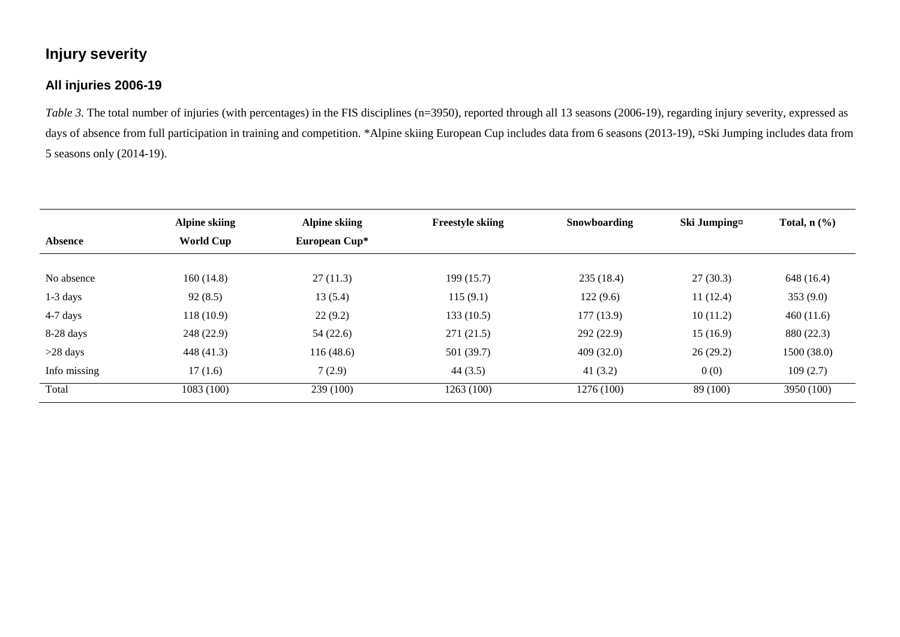## Injury severity

### All injuries 2006-19

*Table 3.* The total number of injuries (with percentages) in the FIS disciplines (n=3950), reported through all 13 seasons (2006-19), regarding injury severity, expressed as days of absence from full participation in training and competition. *Alpine skiing European Cup includes data from 6 seasons (2013-19), ¤Ski Jumping includes data from 5 seasons only (2014-19).

| Absence | Alpine skiing World Cup | Alpine skiing European Cup* | Freestyle skiing | Snowboarding | Ski Jumping¤ | Total, n (%) |
|---|---|---|---|---|---|---|
| No absence | 160 (14.8) | 27 (11.3) | 199 (15.7) | 235 (18.4) | 27 (30.3) | 648 (16.4) |
| 1-3 days | 92 (8.5) | 13 (5.4) | 115 (9.1) | 122 (9.6) | 11 (12.4) | 353 (9.0) |
| 4-7 days | 118 (10.9) | 22 (9.2) | 133 (10.5) | 177 (13.9) | 10 (11.2) | 460 (11.6) |
| 8-28 days | 248 (22.9) | 54 (22.6) | 271 (21.5) | 292 (22.9) | 15 (16.9) | 880 (22.3) |
| >28 days | 448 (41.3) | 116 (48.6) | 501 (39.7) | 409 (32.0) | 26 (29.2) | 1500 (38.0) |
| Info missing | 17 (1.6) | 7 (2.9) | 44 (3.5) | 41 (3.2) | 0 (0) | 109 (2.7) |
| Total | 1083 (100) | 239 (100) | 1263 (100) | 1276 (100) | 89 (100) | 3950 (100) |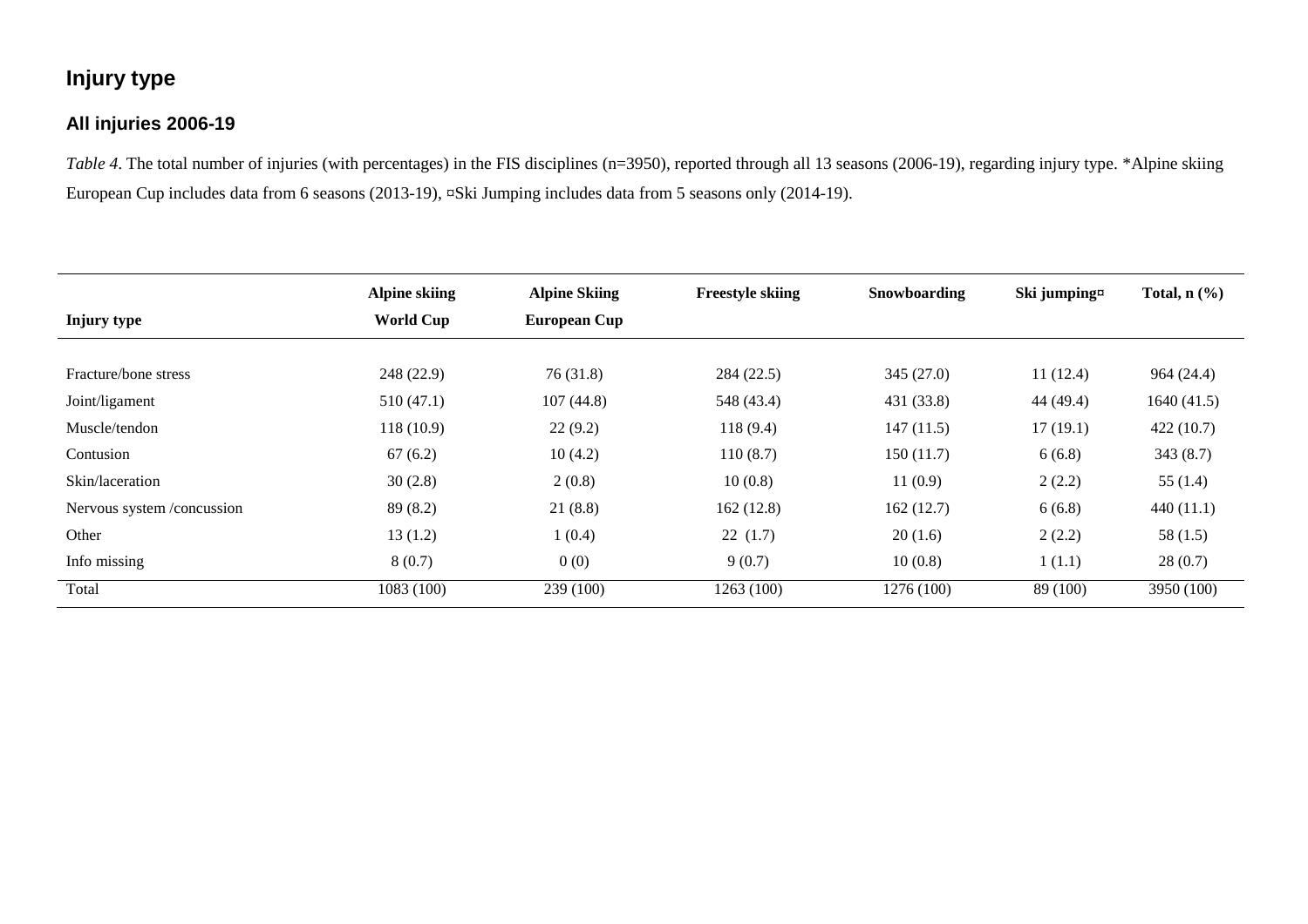## Injury type

### All injuries 2006-19

*Table 4*. The total number of injuries (with percentages) in the FIS disciplines (n=3950), reported through all 13 seasons (2006-19), regarding injury type. *Alpine skiing European Cup includes data from 6 seasons (2013-19), ¤Ski Jumping includes data from 5 seasons only (2014-19).

| Injury type | Alpine skiing World Cup | Alpine Skiing European Cup | Freestyle skiing | Snowboarding | Ski jumping¤ | Total, n (%) |
|---|---|---|---|---|---|---|
| Fracture/bone stress | 248 (22.9) | 76 (31.8) | 284 (22.5) | 345 (27.0) | 11 (12.4) | 964 (24.4) |
| Joint/ligament | 510 (47.1) | 107 (44.8) | 548 (43.4) | 431 (33.8) | 44 (49.4) | 1640 (41.5) |
| Muscle/tendon | 118 (10.9) | 22 (9.2) | 118 (9.4) | 147 (11.5) | 17 (19.1) | 422 (10.7) |
| Contusion | 67 (6.2) | 10 (4.2) | 110 (8.7) | 150 (11.7) | 6 (6.8) | 343 (8.7) |
| Skin/laceration | 30 (2.8) | 2 (0.8) | 10 (0.8) | 11 (0.9) | 2 (2.2) | 55 (1.4) |
| Nervous system /concussion | 89 (8.2) | 21 (8.8) | 162 (12.8) | 162 (12.7) | 6 (6.8) | 440 (11.1) |
| Other | 13 (1.2) | 1 (0.4) | 22 (1.7) | 20 (1.6) | 2 (2.2) | 58 (1.5) |
| Info missing | 8 (0.7) | 0 (0) | 9 (0.7) | 10 (0.8) | 1 (1.1) | 28 (0.7) |
| Total | 1083 (100) | 239 (100) | 1263 (100) | 1276 (100) | 89 (100) | 3950 (100) |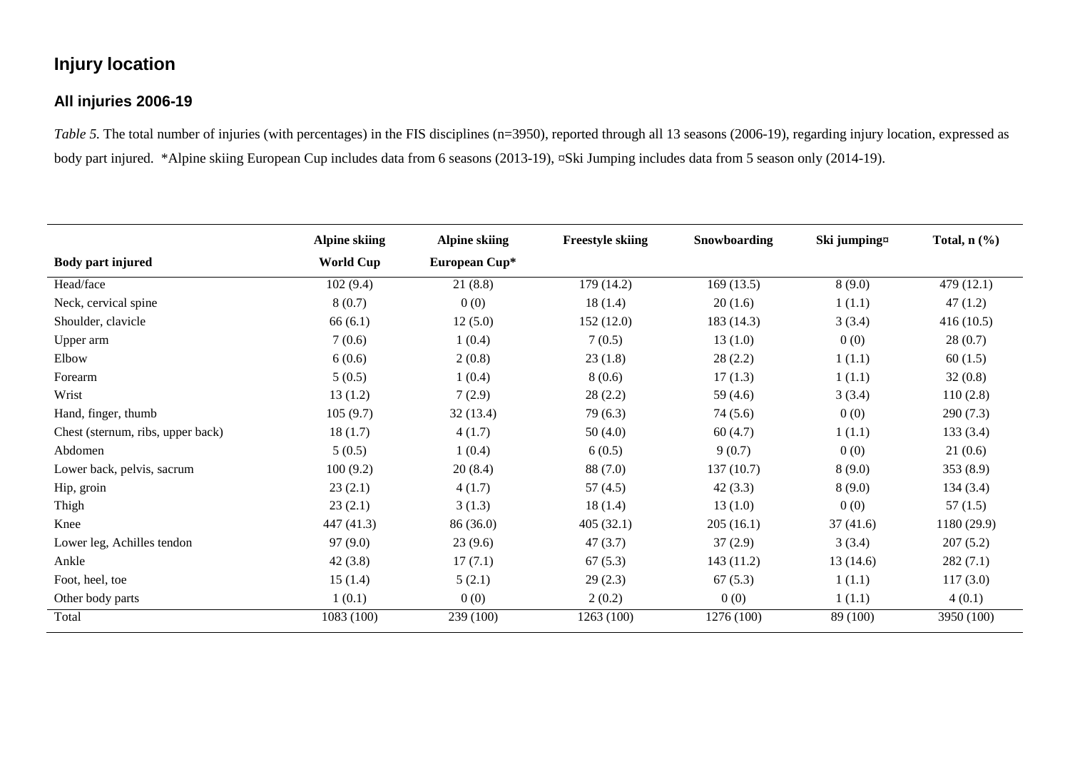## Injury location

### All injuries 2006-19

*Table 5.* The total number of injuries (with percentages) in the FIS disciplines (n=3950), reported through all 13 seasons (2006-19), regarding injury location, expressed as body part injured. *Alpine skiing European Cup includes data from 6 seasons (2013-19), ¤Ski Jumping includes data from 5 season only (2014-19).

| Body part injured | Alpine skiing World Cup | Alpine skiing European Cup* | Freestyle skiing | Snowboarding | Ski jumping¤ | Total, n (%) |
|---|---|---|---|---|---|---|
| Head/face | 102 (9.4) | 21 (8.8) | 179 (14.2) | 169 (13.5) | 8 (9.0) | 479 (12.1) |
| Neck, cervical spine | 8 (0.7) | 0 (0) | 18 (1.4) | 20 (1.6) | 1 (1.1) | 47 (1.2) |
| Shoulder, clavicle | 66 (6.1) | 12 (5.0) | 152 (12.0) | 183 (14.3) | 3 (3.4) | 416 (10.5) |
| Upper arm | 7 (0.6) | 1 (0.4) | 7 (0.5) | 13 (1.0) | 0 (0) | 28 (0.7) |
| Elbow | 6 (0.6) | 2 (0.8) | 23 (1.8) | 28 (2.2) | 1 (1.1) | 60 (1.5) |
| Forearm | 5 (0.5) | 1 (0.4) | 8 (0.6) | 17 (1.3) | 1 (1.1) | 32 (0.8) |
| Wrist | 13 (1.2) | 7 (2.9) | 28 (2.2) | 59 (4.6) | 3 (3.4) | 110 (2.8) |
| Hand, finger, thumb | 105 (9.7) | 32 (13.4) | 79 (6.3) | 74 (5.6) | 0 (0) | 290 (7.3) |
| Chest (sternum, ribs, upper back) | 18 (1.7) | 4 (1.7) | 50 (4.0) | 60 (4.7) | 1 (1.1) | 133 (3.4) |
| Abdomen | 5 (0.5) | 1 (0.4) | 6 (0.5) | 9 (0.7) | 0 (0) | 21 (0.6) |
| Lower back, pelvis, sacrum | 100 (9.2) | 20 (8.4) | 88 (7.0) | 137 (10.7) | 8 (9.0) | 353 (8.9) |
| Hip, groin | 23 (2.1) | 4 (1.7) | 57 (4.5) | 42 (3.3) | 8 (9.0) | 134 (3.4) |
| Thigh | 23 (2.1) | 3 (1.3) | 18 (1.4) | 13 (1.0) | 0 (0) | 57 (1.5) |
| Knee | 447 (41.3) | 86 (36.0) | 405 (32.1) | 205 (16.1) | 37 (41.6) | 1180 (29.9) |
| Lower leg, Achilles tendon | 97 (9.0) | 23 (9.6) | 47 (3.7) | 37 (2.9) | 3 (3.4) | 207 (5.2) |
| Ankle | 42 (3.8) | 17 (7.1) | 67 (5.3) | 143 (11.2) | 13 (14.6) | 282 (7.1) |
| Foot, heel, toe | 15 (1.4) | 5 (2.1) | 29 (2.3) | 67 (5.3) | 1 (1.1) | 117 (3.0) |
| Other body parts | 1 (0.1) | 0 (0) | 2 (0.2) | 0 (0) | 1 (1.1) | 4 (0.1) |
| Total | 1083 (100) | 239 (100) | 1263 (100) | 1276 (100) | 89 (100) | 3950 (100) |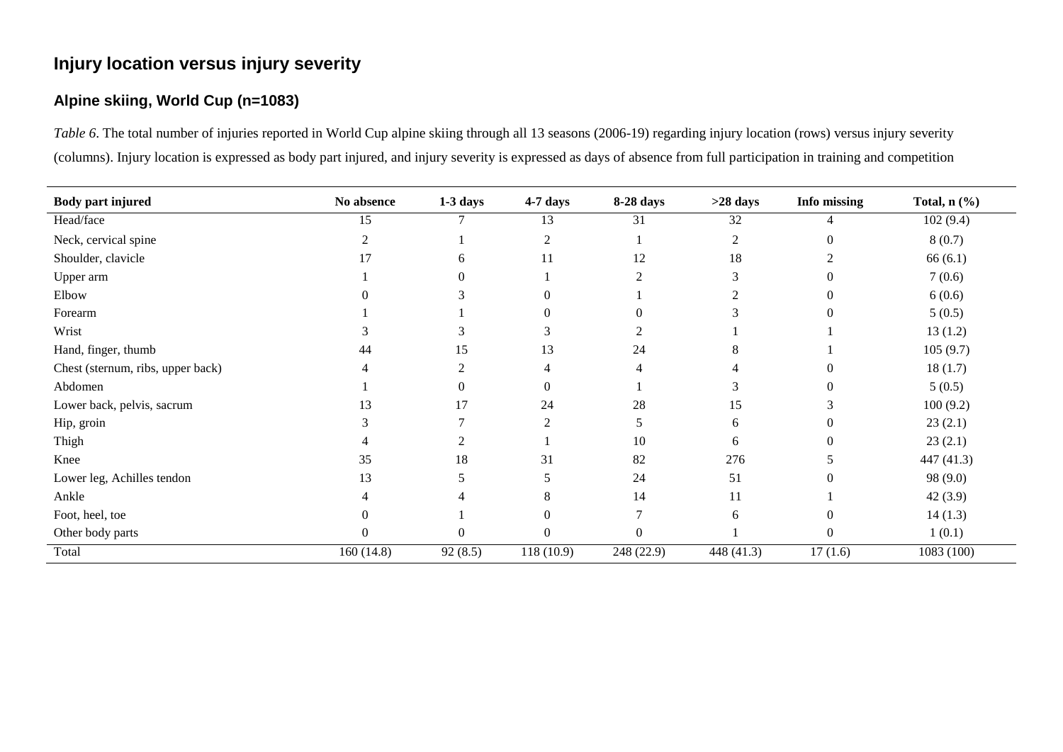## Injury location versus injury severity

### Alpine skiing, World Cup (n=1083)

*Table 6*. The total number of injuries reported in World Cup alpine skiing through all 13 seasons (2006-19) regarding injury location (rows) versus injury severity (columns). Injury location is expressed as body part injured, and injury severity is expressed as days of absence from full participation in training and competition

| Body part injured | No absence | 1-3 days | 4-7 days | 8-28 days | >28 days | Info missing | Total, n (%) |
|---|---|---|---|---|---|---|---|
| Head/face | 15 | 7 | 13 | 31 | 32 | 4 | 102 (9.4) |
| Neck, cervical spine | 2 | 1 | 2 | 1 | 2 | 0 | 8 (0.7) |
| Shoulder, clavicle | 17 | 6 | 11 | 12 | 18 | 2 | 66 (6.1) |
| Upper arm | 1 | 0 | 1 | 2 | 3 | 0 | 7 (0.6) |
| Elbow | 0 | 3 | 0 | 1 | 2 | 0 | 6 (0.6) |
| Forearm | 1 | 1 | 0 | 0 | 3 | 0 | 5 (0.5) |
| Wrist | 3 | 3 | 3 | 2 | 1 | 1 | 13 (1.2) |
| Hand, finger, thumb | 44 | 15 | 13 | 24 | 8 | 1 | 105 (9.7) |
| Chest (sternum, ribs, upper back) | 4 | 2 | 4 | 4 | 4 | 0 | 18 (1.7) |
| Abdomen | 1 | 0 | 0 | 1 | 3 | 0 | 5 (0.5) |
| Lower back, pelvis, sacrum | 13 | 17 | 24 | 28 | 15 | 3 | 100 (9.2) |
| Hip, groin | 3 | 7 | 2 | 5 | 6 | 0 | 23 (2.1) |
| Thigh | 4 | 2 | 1 | 10 | 6 | 0 | 23 (2.1) |
| Knee | 35 | 18 | 31 | 82 | 276 | 5 | 447 (41.3) |
| Lower leg, Achilles tendon | 13 | 5 | 5 | 24 | 51 | 0 | 98 (9.0) |
| Ankle | 4 | 4 | 8 | 14 | 11 | 1 | 42 (3.9) |
| Foot, heel, toe | 0 | 1 | 0 | 7 | 6 | 0 | 14 (1.3) |
| Other body parts | 0 | 0 | 0 | 0 | 1 | 0 | 1 (0.1) |
| Total | 160 (14.8) | 92 (8.5) | 118 (10.9) | 248 (22.9) | 448 (41.3) | 17 (1.6) | 1083 (100) |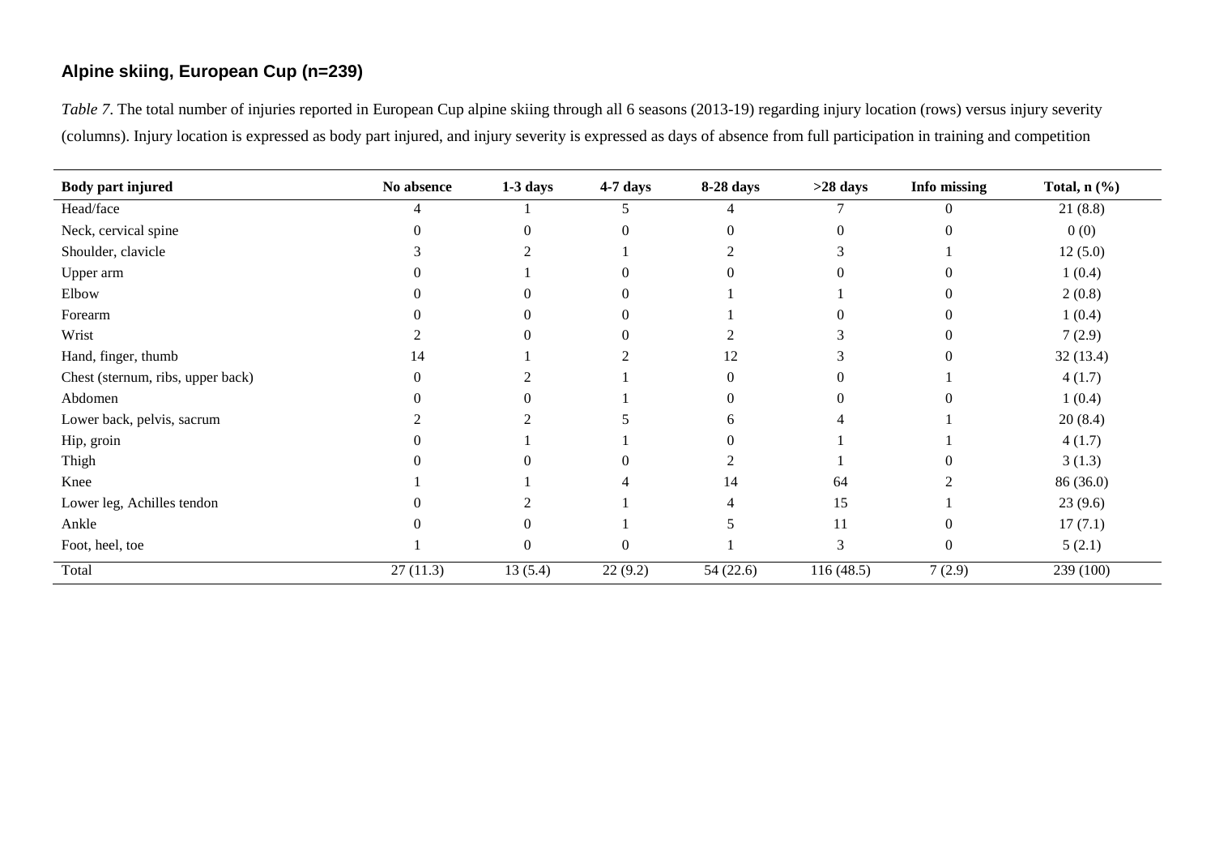### Alpine skiing, European Cup (n=239)

*Table 7*. The total number of injuries reported in European Cup alpine skiing through all 6 seasons (2013-19) regarding injury location (rows) versus injury severity (columns). Injury location is expressed as body part injured, and injury severity is expressed as days of absence from full participation in training and competition

| Body part injured | No absence | 1-3 days | 4-7 days | 8-28 days | >28 days | Info missing | Total, n (%) |
|---|---|---|---|---|---|---|---|
| Head/face | 4 | 1 | 5 | 4 | 7 | 0 | 21 (8.8) |
| Neck, cervical spine | 0 | 0 | 0 | 0 | 0 | 0 | 0 (0) |
| Shoulder, clavicle | 3 | 2 | 1 | 2 | 3 | 1 | 12 (5.0) |
| Upper arm | 0 | 1 | 0 | 0 | 0 | 0 | 1 (0.4) |
| Elbow | 0 | 0 | 0 | 1 | 1 | 0 | 2 (0.8) |
| Forearm | 0 | 0 | 0 | 1 | 0 | 0 | 1 (0.4) |
| Wrist | 2 | 0 | 0 | 2 | 3 | 0 | 7 (2.9) |
| Hand, finger, thumb | 14 | 1 | 2 | 12 | 3 | 0 | 32 (13.4) |
| Chest (sternum, ribs, upper back) | 0 | 2 | 1 | 0 | 0 | 1 | 4 (1.7) |
| Abdomen | 0 | 0 | 1 | 0 | 0 | 0 | 1 (0.4) |
| Lower back, pelvis, sacrum | 2 | 2 | 5 | 6 | 4 | 1 | 20 (8.4) |
| Hip, groin | 0 | 1 | 1 | 0 | 1 | 1 | 4 (1.7) |
| Thigh | 0 | 0 | 0 | 2 | 1 | 0 | 3 (1.3) |
| Knee | 1 | 1 | 4 | 14 | 64 | 2 | 86 (36.0) |
| Lower leg, Achilles tendon | 0 | 2 | 1 | 4 | 15 | 1 | 23 (9.6) |
| Ankle | 0 | 0 | 1 | 5 | 11 | 0 | 17 (7.1) |
| Foot, heel, toe | 1 | 0 | 0 | 1 | 3 | 0 | 5 (2.1) |
| Total | 27 (11.3) | 13 (5.4) | 22 (9.2) | 54 (22.6) | 116 (48.5) | 7 (2.9) | 239 (100) |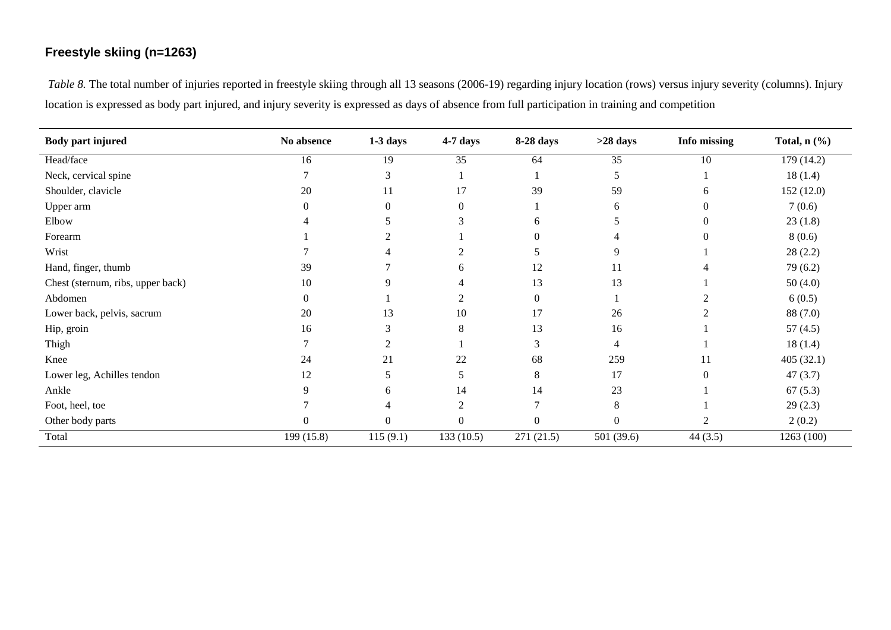### Freestyle skiing (n=1263)

*Table 8.* The total number of injuries reported in freestyle skiing through all 13 seasons (2006-19) regarding injury location (rows) versus injury severity (columns). Injury location is expressed as body part injured, and injury severity is expressed as days of absence from full participation in training and competition

| Body part injured | No absence | 1-3 days | 4-7 days | 8-28 days | >28 days | Info missing | Total, n (%) |
|---|---|---|---|---|---|---|---|
| Head/face | 16 | 19 | 35 | 64 | 35 | 10 | 179 (14.2) |
| Neck, cervical spine | 7 | 3 | 1 | 1 | 5 | 1 | 18 (1.4) |
| Shoulder, clavicle | 20 | 11 | 17 | 39 | 59 | 6 | 152 (12.0) |
| Upper arm | 0 | 0 | 0 | 1 | 6 | 0 | 7 (0.6) |
| Elbow | 4 | 5 | 3 | 6 | 5 | 0 | 23 (1.8) |
| Forearm | 1 | 2 | 1 | 0 | 4 | 0 | 8 (0.6) |
| Wrist | 7 | 4 | 2 | 5 | 9 | 1 | 28 (2.2) |
| Hand, finger, thumb | 39 | 7 | 6 | 12 | 11 | 4 | 79 (6.2) |
| Chest (sternum, ribs, upper back) | 10 | 9 | 4 | 13 | 13 | 1 | 50 (4.0) |
| Abdomen | 0 | 1 | 2 | 0 | 1 | 2 | 6 (0.5) |
| Lower back, pelvis, sacrum | 20 | 13 | 10 | 17 | 26 | 2 | 88 (7.0) |
| Hip, groin | 16 | 3 | 8 | 13 | 16 | 1 | 57 (4.5) |
| Thigh | 7 | 2 | 1 | 3 | 4 | 1 | 18 (1.4) |
| Knee | 24 | 21 | 22 | 68 | 259 | 11 | 405 (32.1) |
| Lower leg, Achilles tendon | 12 | 5 | 5 | 8 | 17 | 0 | 47 (3.7) |
| Ankle | 9 | 6 | 14 | 14 | 23 | 1 | 67 (5.3) |
| Foot, heel, toe | 7 | 4 | 2 | 7 | 8 | 1 | 29 (2.3) |
| Other body parts | 0 | 0 | 0 | 0 | 0 | 2 | 2 (0.2) |
| Total | 199 (15.8) | 115 (9.1) | 133 (10.5) | 271 (21.5) | 501 (39.6) | 44 (3.5) | 1263 (100) |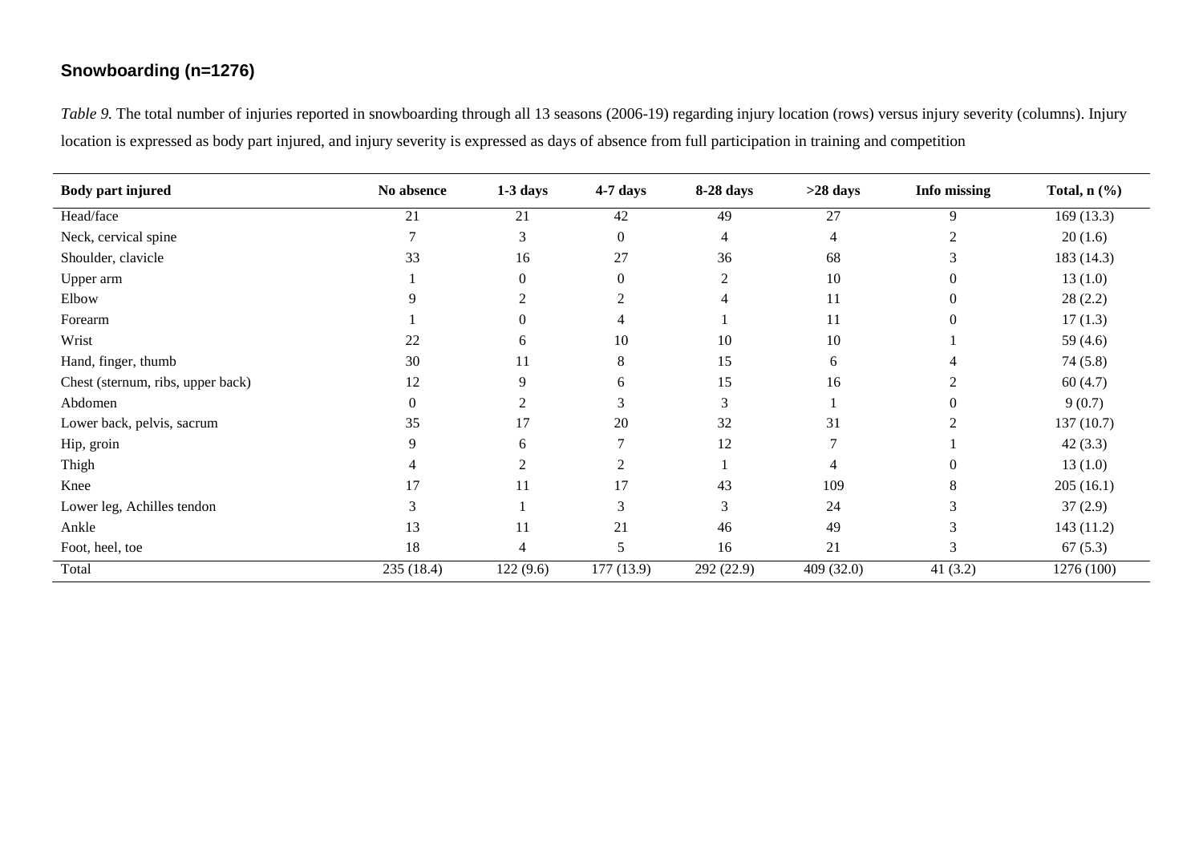## Snowboarding (n=1276)

*Table 9.* The total number of injuries reported in snowboarding through all 13 seasons (2006-19) regarding injury location (rows) versus injury severity (columns). Injury location is expressed as body part injured, and injury severity is expressed as days of absence from full participation in training and competition

| Body part injured | No absence | 1-3 days | 4-7 days | 8-28 days | >28 days | Info missing | Total, n (%) |
|---|---|---|---|---|---|---|---|
| Head/face | 21 | 21 | 42 | 49 | 27 | 9 | 169 (13.3) |
| Neck, cervical spine | 7 | 3 | 0 | 4 | 4 | 2 | 20 (1.6) |
| Shoulder, clavicle | 33 | 16 | 27 | 36 | 68 | 3 | 183 (14.3) |
| Upper arm | 1 | 0 | 0 | 2 | 10 | 0 | 13 (1.0) |
| Elbow | 9 | 2 | 2 | 4 | 11 | 0 | 28 (2.2) |
| Forearm | 1 | 0 | 4 | 1 | 11 | 0 | 17 (1.3) |
| Wrist | 22 | 6 | 10 | 10 | 10 | 1 | 59 (4.6) |
| Hand, finger, thumb | 30 | 11 | 8 | 15 | 6 | 4 | 74 (5.8) |
| Chest (sternum, ribs, upper back) | 12 | 9 | 6 | 15 | 16 | 2 | 60 (4.7) |
| Abdomen | 0 | 2 | 3 | 3 | 1 | 0 | 9 (0.7) |
| Lower back, pelvis, sacrum | 35 | 17 | 20 | 32 | 31 | 2 | 137 (10.7) |
| Hip, groin | 9 | 6 | 7 | 12 | 7 | 1 | 42 (3.3) |
| Thigh | 4 | 2 | 2 | 1 | 4 | 0 | 13 (1.0) |
| Knee | 17 | 11 | 17 | 43 | 109 | 8 | 205 (16.1) |
| Lower leg, Achilles tendon | 3 | 1 | 3 | 3 | 24 | 3 | 37 (2.9) |
| Ankle | 13 | 11 | 21 | 46 | 49 | 3 | 143 (11.2) |
| Foot, heel, toe | 18 | 4 | 5 | 16 | 21 | 3 | 67 (5.3) |
| Total | 235 (18.4) | 122 (9.6) | 177 (13.9) | 292 (22.9) | 409 (32.0) | 41 (3.2) | 1276 (100) |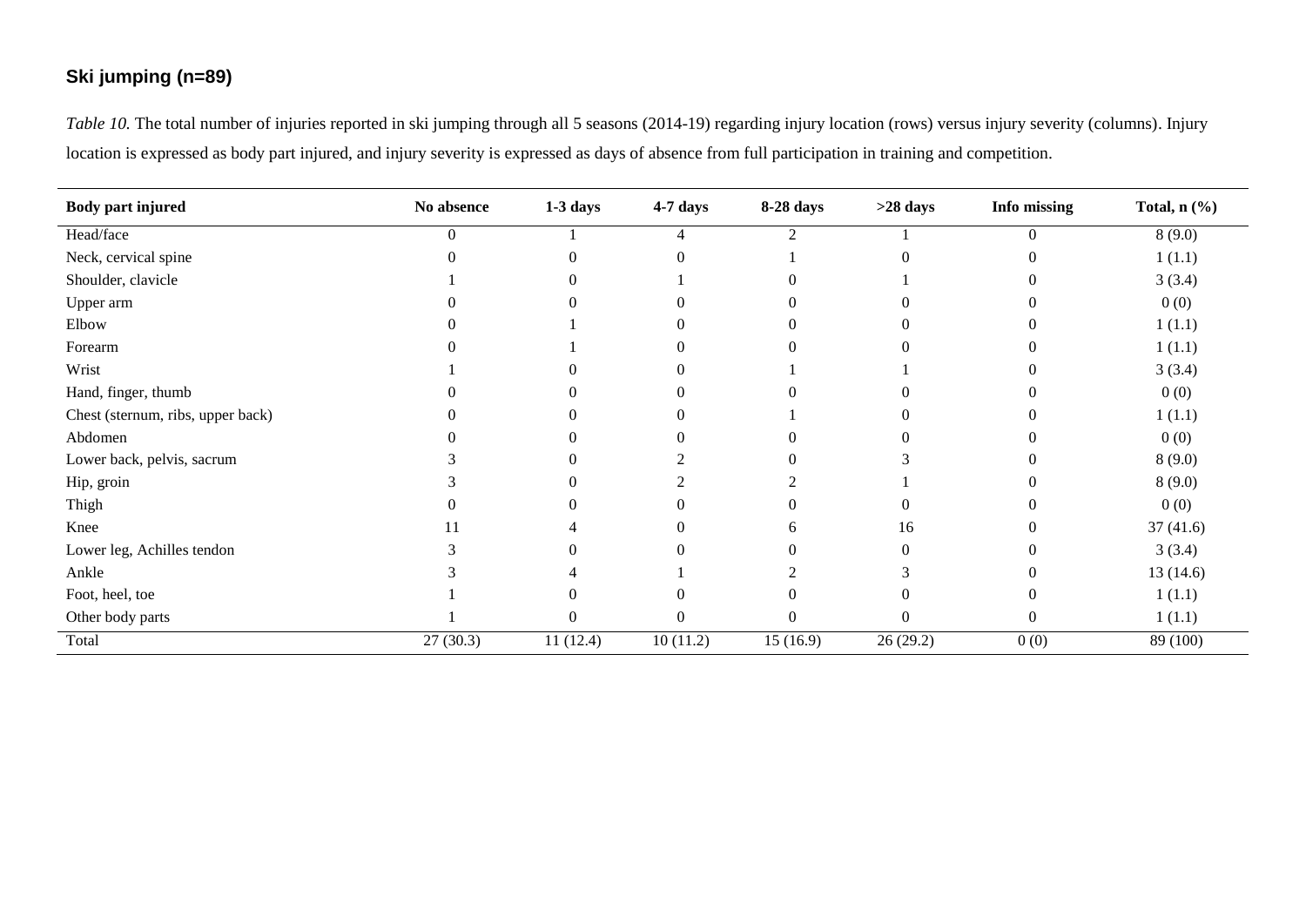## Ski jumping (n=89)

*Table 10.* The total number of injuries reported in ski jumping through all 5 seasons (2014-19) regarding injury location (rows) versus injury severity (columns). Injury location is expressed as body part injured, and injury severity is expressed as days of absence from full participation in training and competition.

| Body part injured | No absence | 1-3 days | 4-7 days | 8-28 days | >28 days | Info missing | Total, n (%) |
|---|---|---|---|---|---|---|---|
| Head/face | 0 | 1 | 4 | 2 | 1 | 0 | 8 (9.0) |
| Neck, cervical spine | 0 | 0 | 0 | 1 | 0 | 0 | 1 (1.1) |
| Shoulder, clavicle | 1 | 0 | 1 | 0 | 1 | 0 | 3 (3.4) |
| Upper arm | 0 | 0 | 0 | 0 | 0 | 0 | 0 (0) |
| Elbow | 0 | 1 | 0 | 0 | 0 | 0 | 1 (1.1) |
| Forearm | 0 | 1 | 0 | 0 | 0 | 0 | 1 (1.1) |
| Wrist | 1 | 0 | 0 | 1 | 1 | 0 | 3 (3.4) |
| Hand, finger, thumb | 0 | 0 | 0 | 0 | 0 | 0 | 0 (0) |
| Chest (sternum, ribs, upper back) | 0 | 0 | 0 | 1 | 0 | 0 | 1 (1.1) |
| Abdomen | 0 | 0 | 0 | 0 | 0 | 0 | 0 (0) |
| Lower back, pelvis, sacrum | 3 | 0 | 2 | 0 | 3 | 0 | 8 (9.0) |
| Hip, groin | 3 | 0 | 2 | 2 | 1 | 0 | 8 (9.0) |
| Thigh | 0 | 0 | 0 | 0 | 0 | 0 | 0 (0) |
| Knee | 11 | 4 | 0 | 6 | 16 | 0 | 37 (41.6) |
| Lower leg, Achilles tendon | 3 | 0 | 0 | 0 | 0 | 0 | 3 (3.4) |
| Ankle | 3 | 4 | 1 | 2 | 3 | 0 | 13 (14.6) |
| Foot, heel, toe | 1 | 0 | 0 | 0 | 0 | 0 | 1 (1.1) |
| Other body parts | 1 | 0 | 0 | 0 | 0 | 0 | 1 (1.1) |
| Total | 27 (30.3) | 11 (12.4) | 10 (11.2) | 15 (16.9) | 26 (29.2) | 0 (0) | 89 (100) |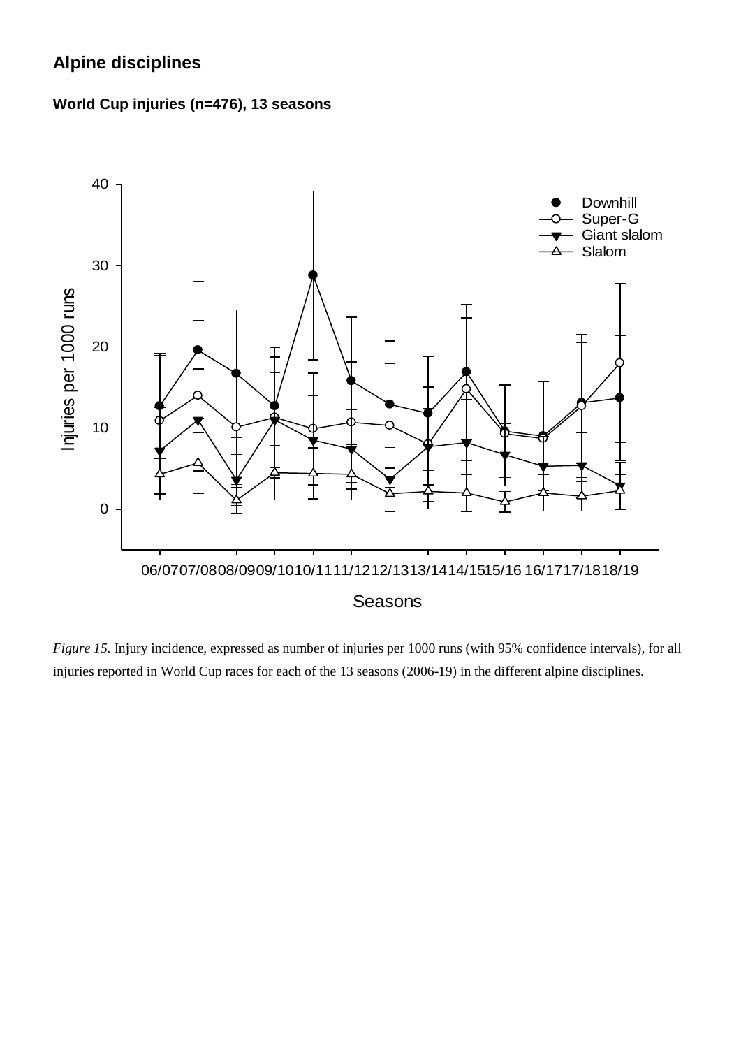## Alpine disciplines

**World Cup injuries (n=476), 13 seasons**

*Figure 15.* Injury incidence, expressed as number of injuries per 1000 runs (with 95% confidence intervals), for all injuries reported in World Cup races for each of the 13 seasons (2006-19) in the different alpine disciplines.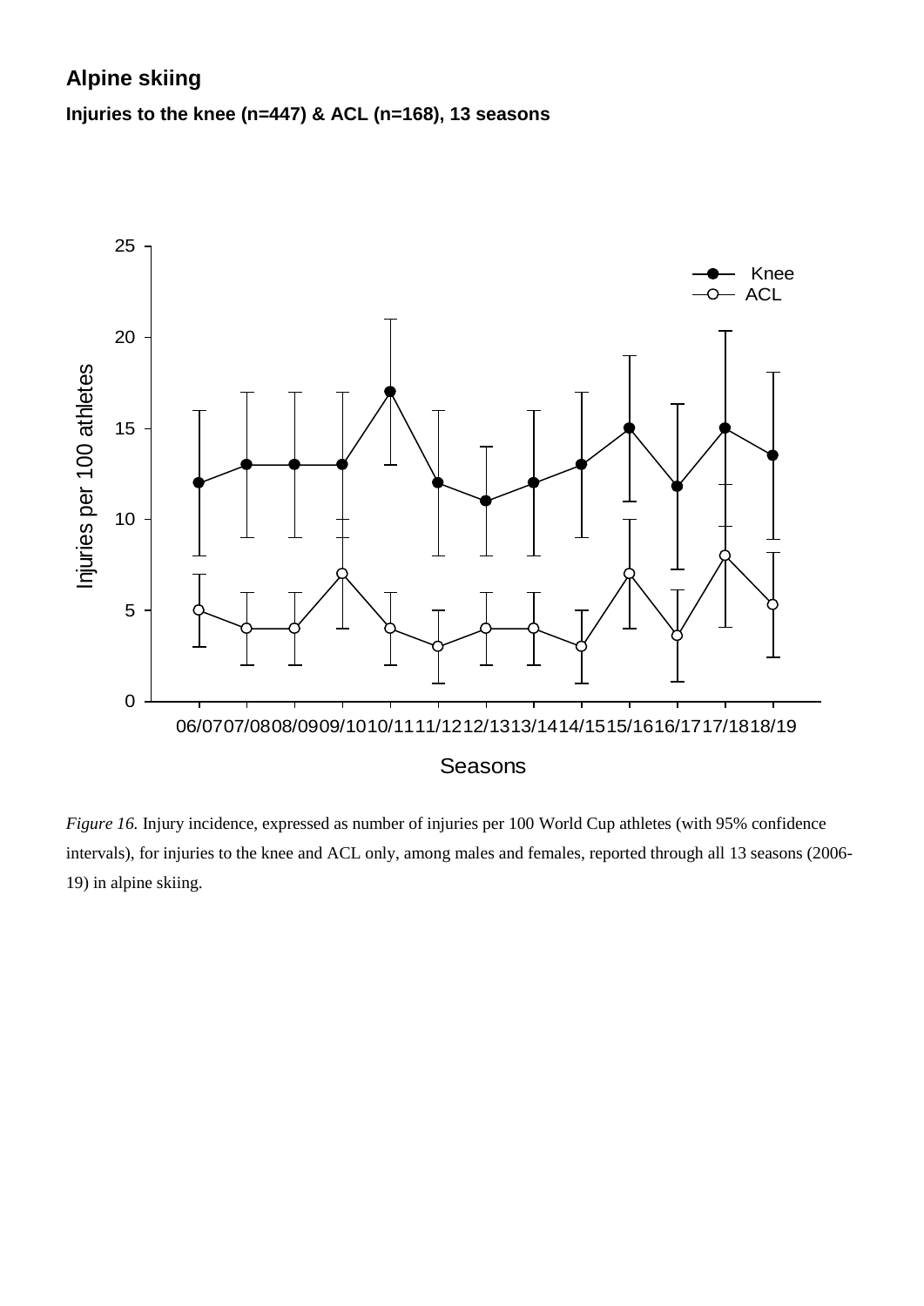## Alpine skiing

### Injuries to the knee (n=447) & ACL (n=168), 13 seasons

*Figure 16.* Injury incidence, expressed as number of injuries per 100 World Cup athletes (with 95% confidence intervals), for injuries to the knee and ACL only, among males and females, reported through all 13 seasons (2006-19) in alpine skiing.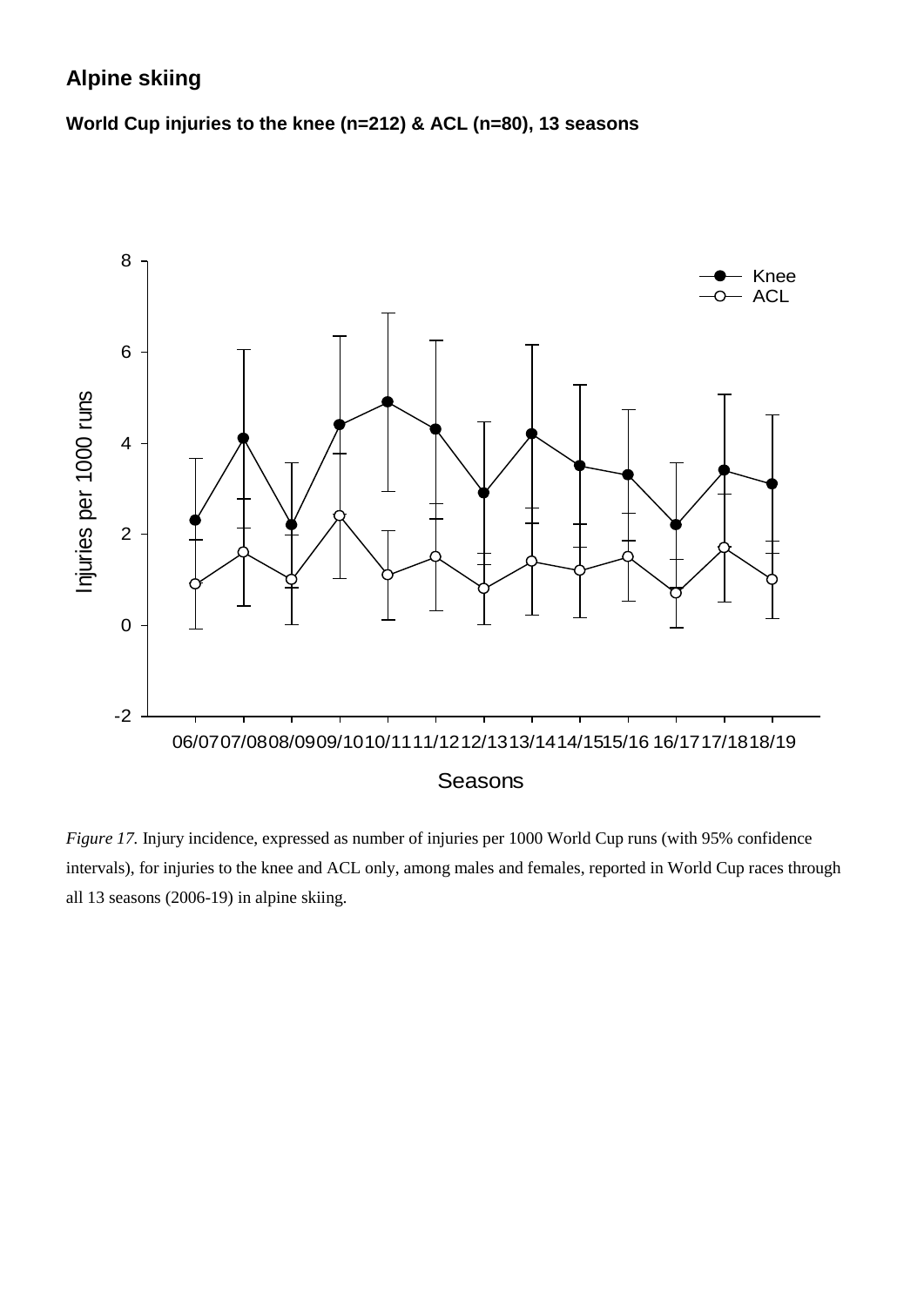## Alpine skiing

### World Cup injuries to the knee (n=212) & ACL (n=80), 13 seasons

*Figure 17.* Injury incidence, expressed as number of injuries per 1000 World Cup runs (with 95% confidence intervals), for injuries to the knee and ACL only, among males and females, reported in World Cup races through all 13 seasons (2006-19) in alpine skiing.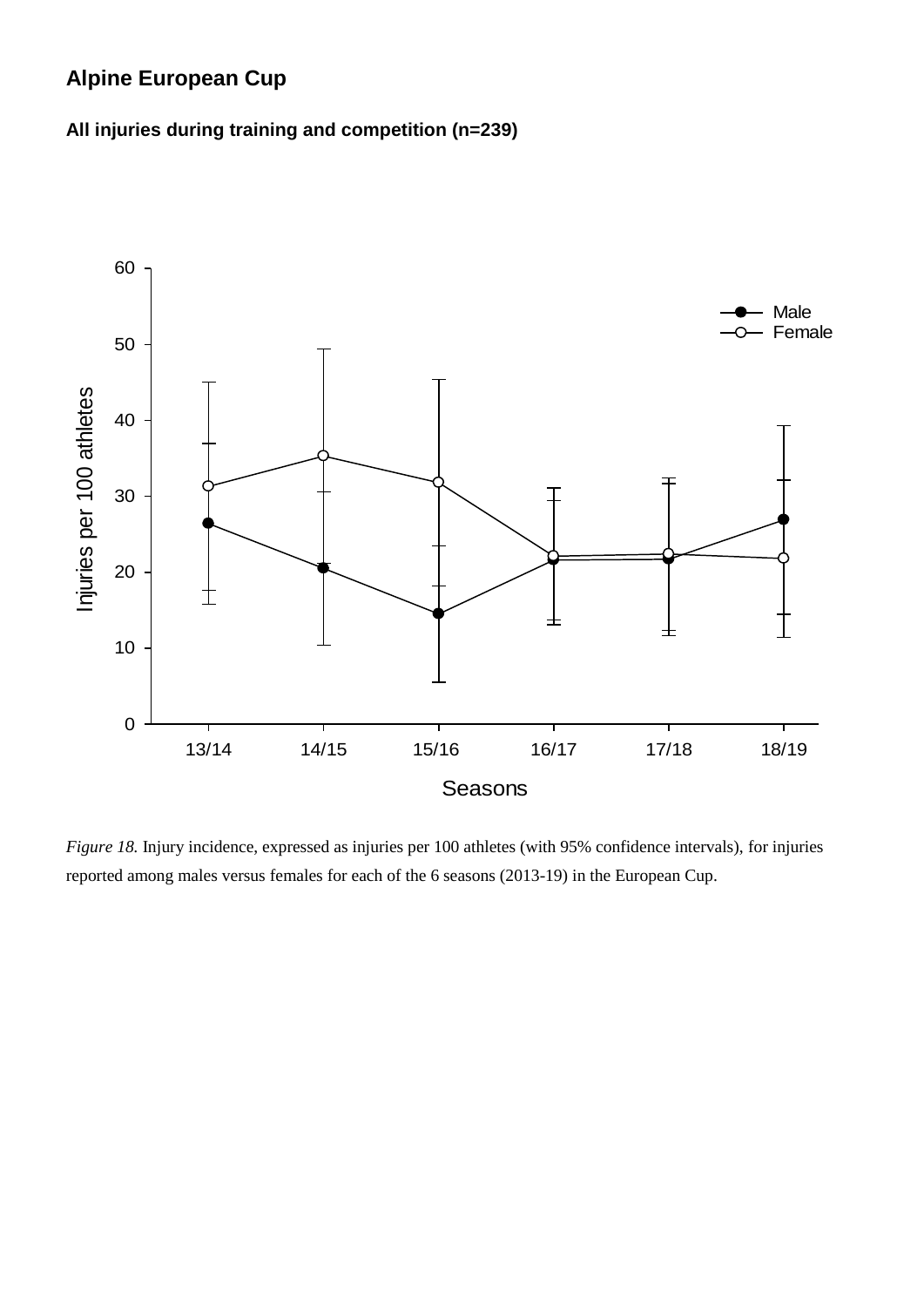## Alpine European Cup

**All injuries during training and competition (n=239)**

*Figure 18.* Injury incidence, expressed as injuries per 100 athletes (with 95% confidence intervals), for injuries reported among males versus females for each of the 6 seasons (2013-19) in the European Cup.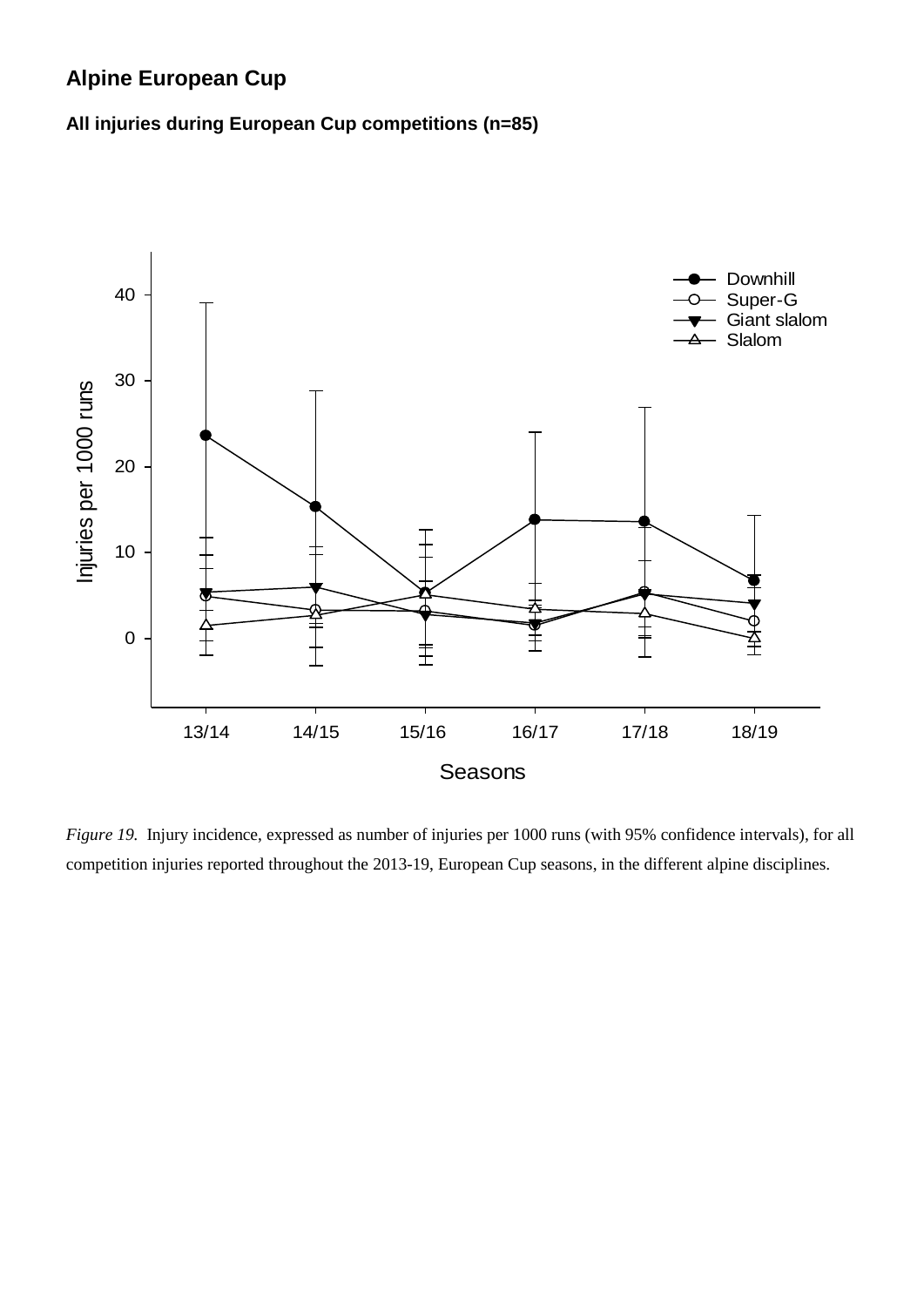## Alpine European Cup

### All injuries during European Cup competitions (n=85)

*Figure 19.* Injury incidence, expressed as number of injuries per 1000 runs (with 95% confidence intervals), for all competition injuries reported throughout the 2013-19, European Cup seasons, in the different alpine disciplines.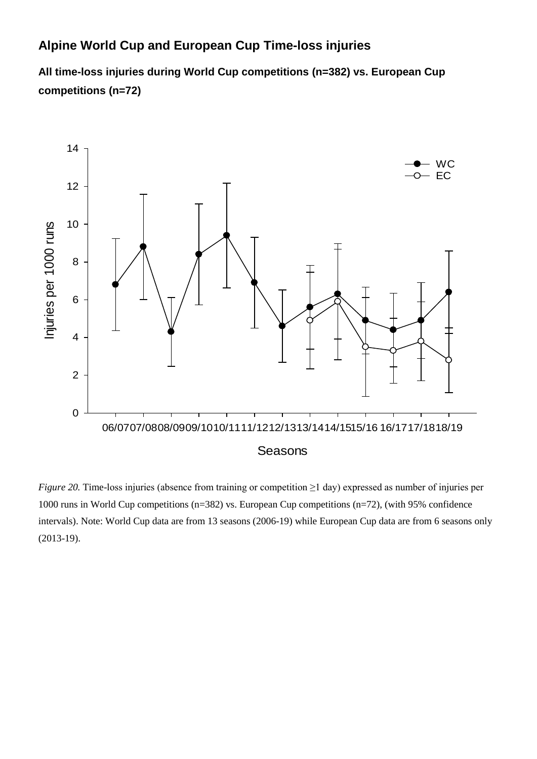## Alpine World Cup and European Cup Time-loss injuries

**All time-loss injuries during World Cup competitions (n=382) vs. European Cup competitions (n=72)**

*Figure 20.* Time-loss injuries (absence from training or competition ≥1 day) expressed as number of injuries per 1000 runs in World Cup competitions (n=382) vs. European Cup competitions (n=72), (with 95% confidence intervals). Note: World Cup data are from 13 seasons (2006-19) while European Cup data are from 6 seasons only (2013-19).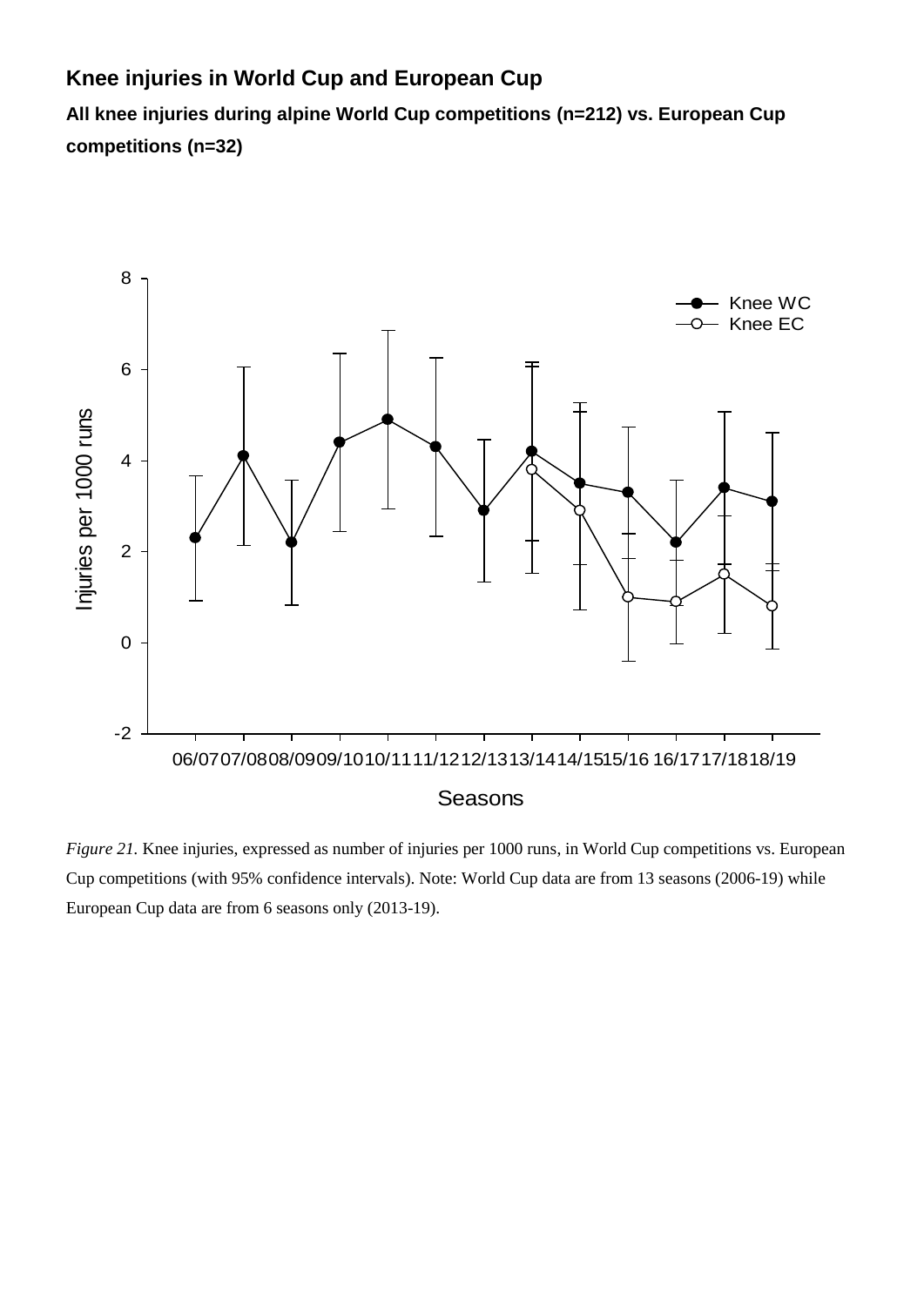## Knee injuries in World Cup and European Cup

**All knee injuries during alpine World Cup competitions (n=212) vs. European Cup competitions (n=32)**

*Figure 21.* Knee injuries, expressed as number of injuries per 1000 runs, in World Cup competitions vs. European Cup competitions (with 95% confidence intervals). Note: World Cup data are from 13 seasons (2006-19) while European Cup data are from 6 seasons only (2013-19).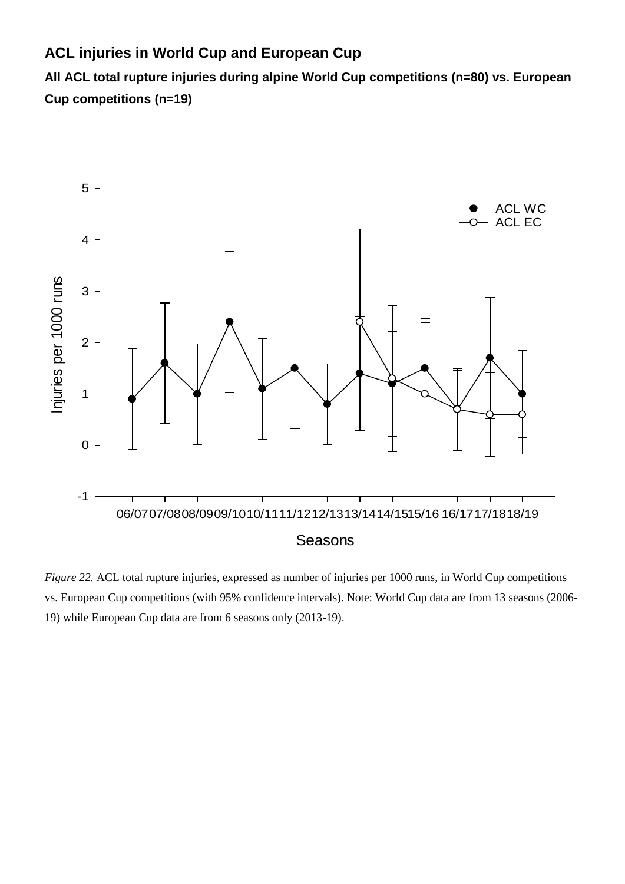## ACL injuries in World Cup and European Cup

**All ACL total rupture injuries during alpine World Cup competitions (n=80) vs. European Cup competitions (n=19)**

*Figure 22.* ACL total rupture injuries, expressed as number of injuries per 1000 runs, in World Cup competitions vs. European Cup competitions (with 95% confidence intervals). Note: World Cup data are from 13 seasons (2006-19) while European Cup data are from 6 seasons only (2013-19).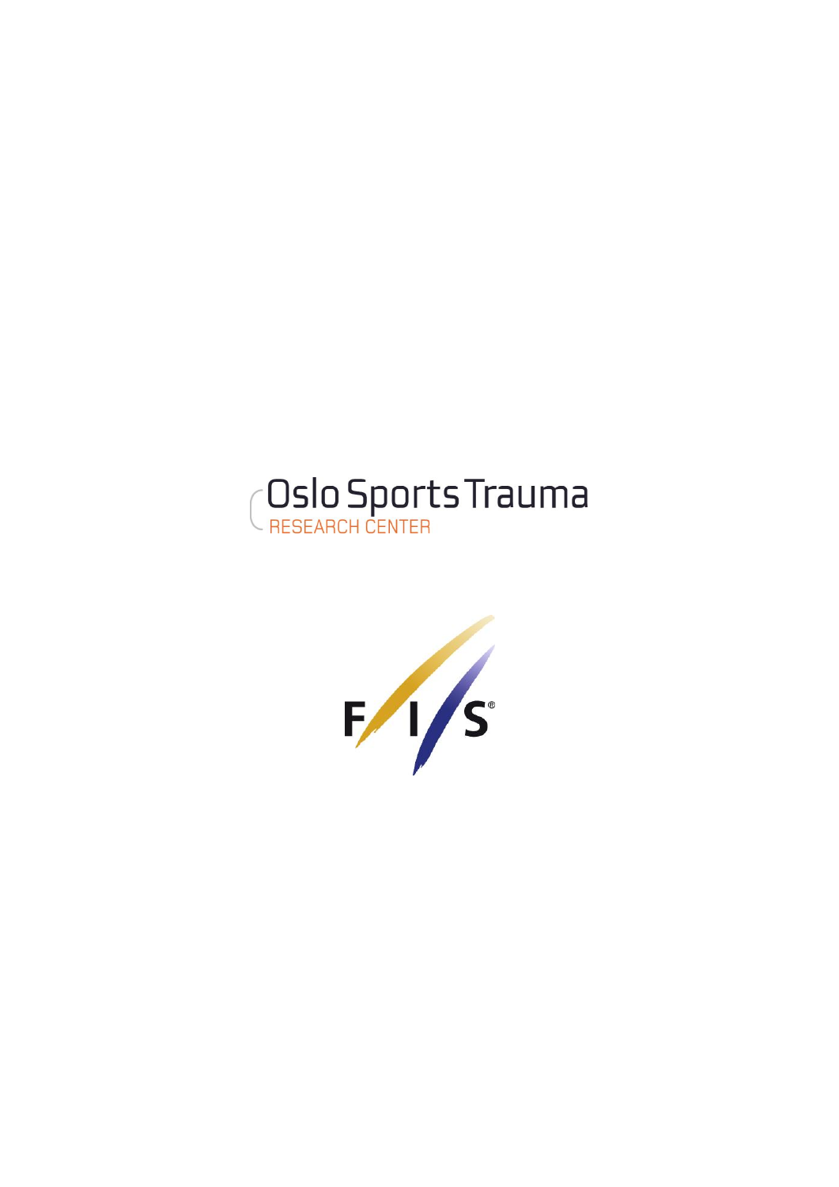Oslo Sports Trauma
RESEARCH CENTER

FIS